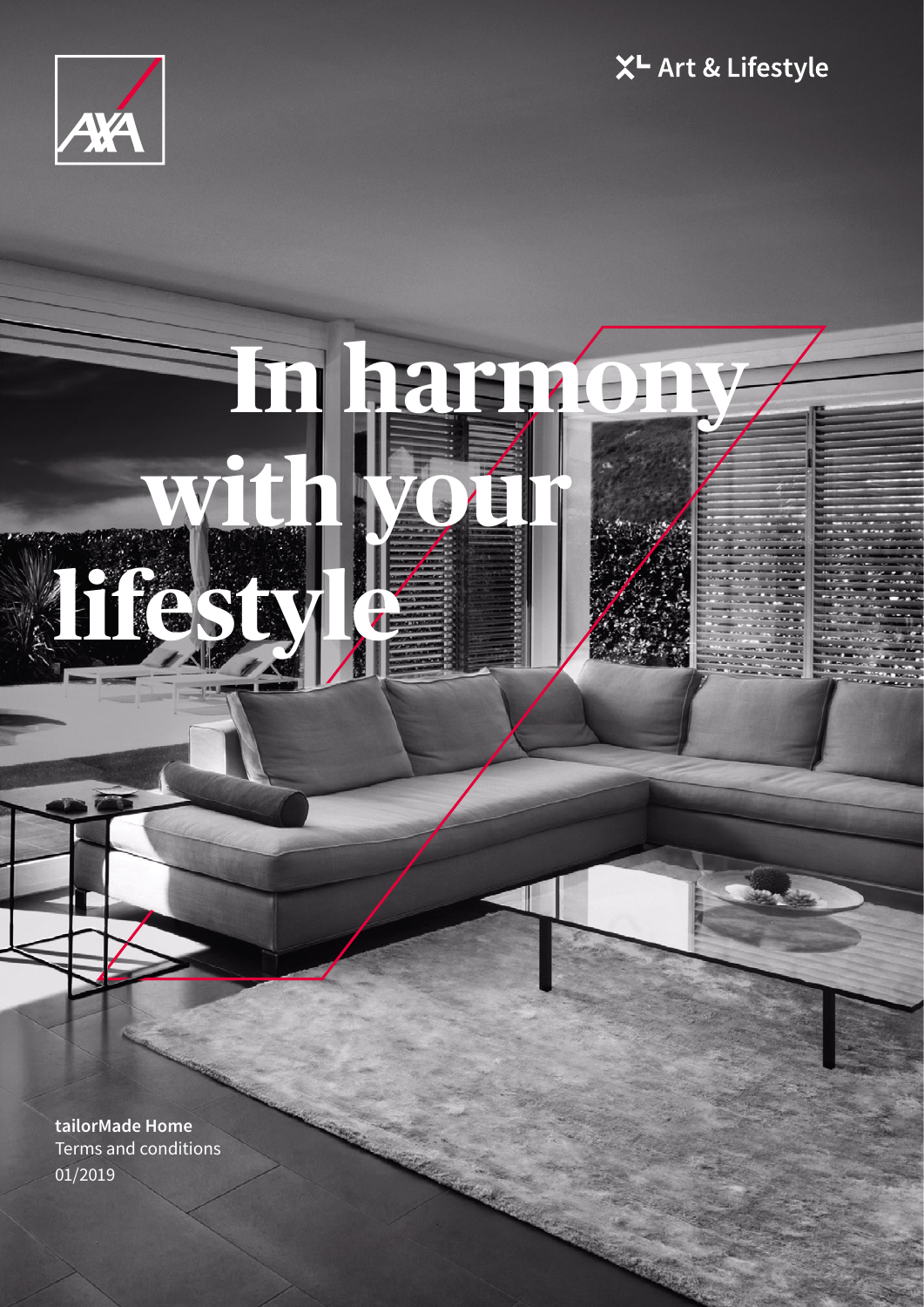AXA

XL Art & Lifestyle

# In harmony with your lifestyle

**tailorMade Home**
Terms and conditions
01/2019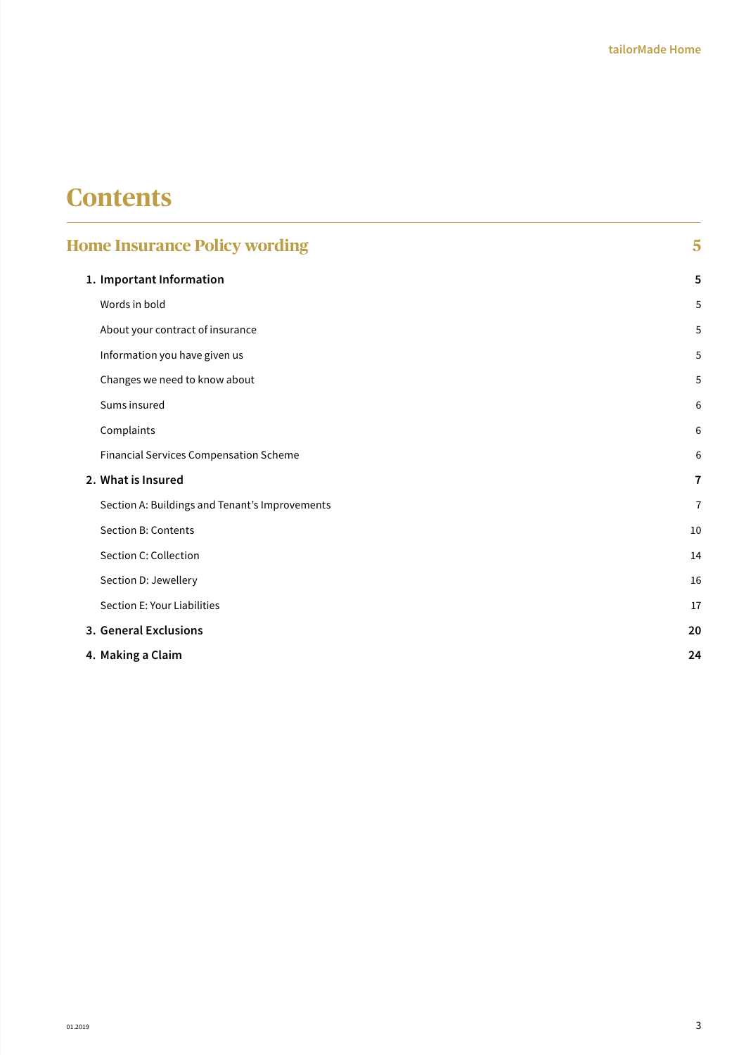# Contents

| | |
|---|---|
| **Home Insurance Policy wording** | **5** |
| **1. Important Information** | **5** |
| Words in bold | 5 |
| About your contract of insurance | 5 |
| Information you have given us | 5 |
| Changes we need to know about | 5 |
| Sums insured | 6 |
| Complaints | 6 |
| Financial Services Compensation Scheme | 6 |
| **2. What is Insured** | **7** |
| Section A: Buildings and Tenant's Improvements | 7 |
| Section B: Contents | 10 |
| Section C: Collection | 14 |
| Section D: Jewellery | 16 |
| Section E: Your Liabilities | 17 |
| **3. General Exclusions** | **20** |
| **4. Making a Claim** | **24** |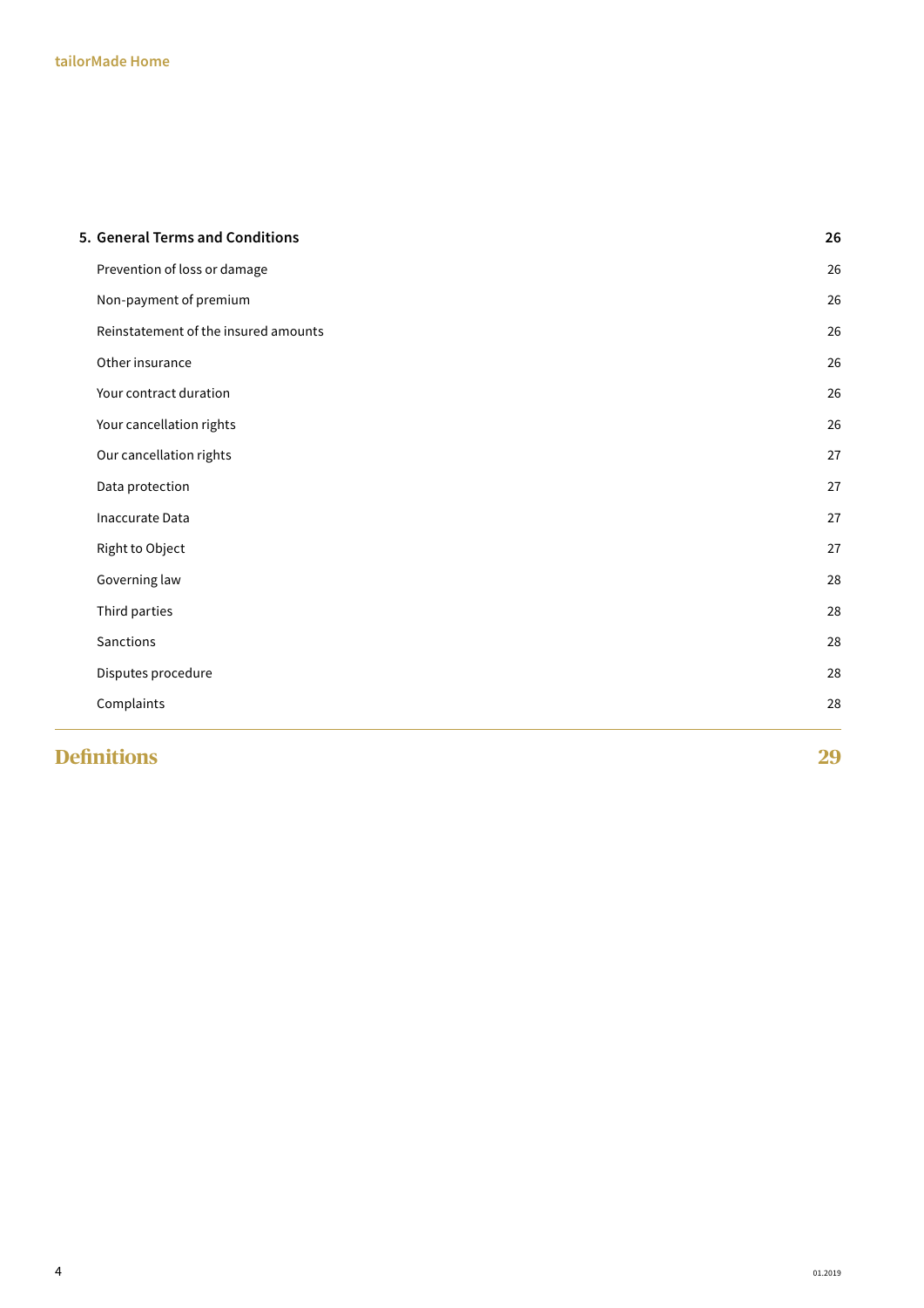| 5. General Terms and Conditions | 26 |
| --- | --- |
| Prevention of loss or damage | 26 |
| Non-payment of premium | 26 |
| Reinstatement of the insured amounts | 26 |
| Other insurance | 26 |
| Your contract duration | 26 |
| Your cancellation rights | 26 |
| Our cancellation rights | 27 |
| Data protection | 27 |
| Inaccurate Data | 27 |
| Right to Object | 27 |
| Governing law | 28 |
| Third parties | 28 |
| Sanctions | 28 |
| Disputes procedure | 28 |
| Complaints | 28 |

## Definitions 29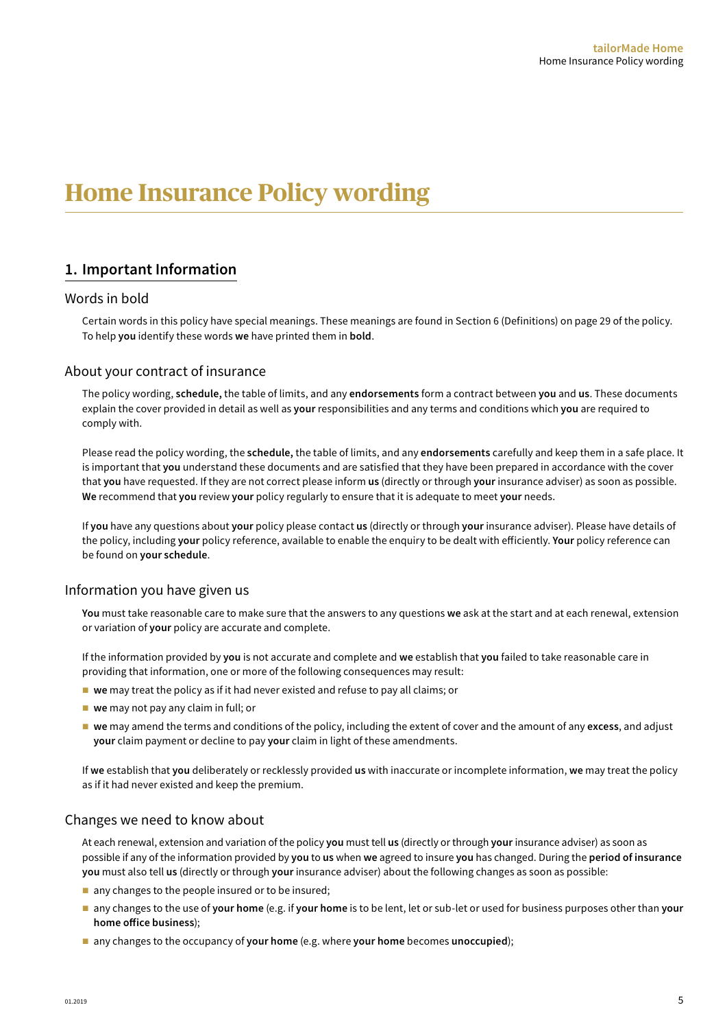# Home Insurance Policy wording

## 1. Important Information

### Words in bold

Certain words in this policy have special meanings. These meanings are found in Section 6 (Definitions) on page 29 of the policy. To help **you** identify these words **we** have printed them in **bold**.

### About your contract of insurance

The policy wording, **schedule,** the table of limits, and any **endorsements** form a contract between **you** and **us**. These documents explain the cover provided in detail as well as **your** responsibilities and any terms and conditions which **you** are required to comply with.

Please read the policy wording, the **schedule,** the table of limits, and any **endorsements** carefully and keep them in a safe place. It is important that **you** understand these documents and are satisfied that they have been prepared in accordance with the cover that **you** have requested. If they are not correct please inform **us** (directly or through **your** insurance adviser) as soon as possible. **We** recommend that **you** review **your** policy regularly to ensure that it is adequate to meet **your** needs.

If **you** have any questions about **your** policy please contact **us** (directly or through **your** insurance adviser). Please have details of the policy, including **your** policy reference, available to enable the enquiry to be dealt with efficiently. **Your** policy reference can be found on **your schedule**.

### Information you have given us

**You** must take reasonable care to make sure that the answers to any questions **we** ask at the start and at each renewal, extension or variation of **your** policy are accurate and complete.

If the information provided by **you** is not accurate and complete and **we** establish that **you** failed to take reasonable care in providing that information, one or more of the following consequences may result:

- **we** may treat the policy as if it had never existed and refuse to pay all claims; or
- **we** may not pay any claim in full; or
- **we** may amend the terms and conditions of the policy, including the extent of cover and the amount of any **excess**, and adjust **your** claim payment or decline to pay **your** claim in light of these amendments.

If **we** establish that **you** deliberately or recklessly provided **us** with inaccurate or incomplete information, **we** may treat the policy as if it had never existed and keep the premium.

### Changes we need to know about

At each renewal, extension and variation of the policy **you** must tell **us** (directly or through **your** insurance adviser) as soon as possible if any of the information provided by **you** to **us** when **we** agreed to insure **you** has changed. During the **period of insurance** **you** must also tell **us** (directly or through **your** insurance adviser) about the following changes as soon as possible:

- any changes to the people insured or to be insured;
- any changes to the use of **your home** (e.g. if **your home** is to be lent, let or sub-let or used for business purposes other than **your home office business**);
- any changes to the occupancy of **your home** (e.g. where **your home** becomes **unoccupied**);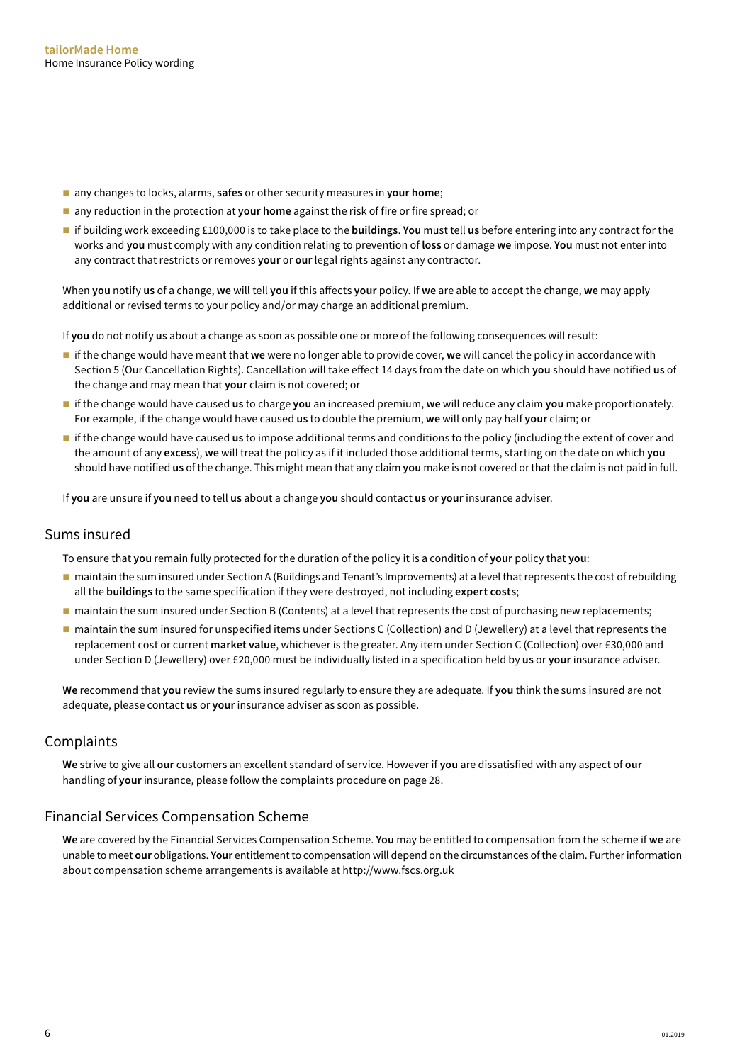- any changes to locks, alarms, **safes** or other security measures in **your home**;
- any reduction in the protection at **your home** against the risk of fire or fire spread; or
- if building work exceeding £100,000 is to take place to the **buildings**. **You** must tell **us** before entering into any contract for the works and **you** must comply with any condition relating to prevention of **loss** or damage **we** impose. **You** must not enter into any contract that restricts or removes **your** or **our** legal rights against any contractor.

When **you** notify **us** of a change, **we** will tell **you** if this affects **your** policy. If **we** are able to accept the change, **we** may apply additional or revised terms to your policy and/or may charge an additional premium.

If **you** do not notify **us** about a change as soon as possible one or more of the following consequences will result:

- if the change would have meant that **we** were no longer able to provide cover, **we** will cancel the policy in accordance with Section 5 (Our Cancellation Rights). Cancellation will take effect 14 days from the date on which **you** should have notified **us** of the change and may mean that **your** claim is not covered; or
- if the change would have caused **us** to charge **you** an increased premium, **we** will reduce any claim **you** make proportionately. For example, if the change would have caused **us** to double the premium, **we** will only pay half **your** claim; or
- if the change would have caused **us** to impose additional terms and conditions to the policy (including the extent of cover and the amount of any **excess**), **we** will treat the policy as if it included those additional terms, starting on the date on which **you** should have notified **us** of the change. This might mean that any claim **you** make is not covered or that the claim is not paid in full.

If **you** are unsure if **you** need to tell **us** about a change **you** should contact **us** or **your** insurance adviser.

## Sums insured

To ensure that **you** remain fully protected for the duration of the policy it is a condition of **your** policy that **you**:

- maintain the sum insured under Section A (Buildings and Tenant's Improvements) at a level that represents the cost of rebuilding all the **buildings** to the same specification if they were destroyed, not including **expert costs**;
- maintain the sum insured under Section B (Contents) at a level that represents the cost of purchasing new replacements;
- maintain the sum insured for unspecified items under Sections C (Collection) and D (Jewellery) at a level that represents the replacement cost or current **market value**, whichever is the greater. Any item under Section C (Collection) over £30,000 and under Section D (Jewellery) over £20,000 must be individually listed in a specification held by **us** or **your** insurance adviser.

**We** recommend that **you** review the sums insured regularly to ensure they are adequate. If **you** think the sums insured are not adequate, please contact **us** or **your** insurance adviser as soon as possible.

## Complaints

**We** strive to give all **our** customers an excellent standard of service. However if **you** are dissatisfied with any aspect of **our** handling of **your** insurance, please follow the complaints procedure on page 28.

## Financial Services Compensation Scheme

**We** are covered by the Financial Services Compensation Scheme. **You** may be entitled to compensation from the scheme if **we** are unable to meet **our** obligations. **Your** entitlement to compensation will depend on the circumstances of the claim. Further information about compensation scheme arrangements is available at http://www.fscs.org.uk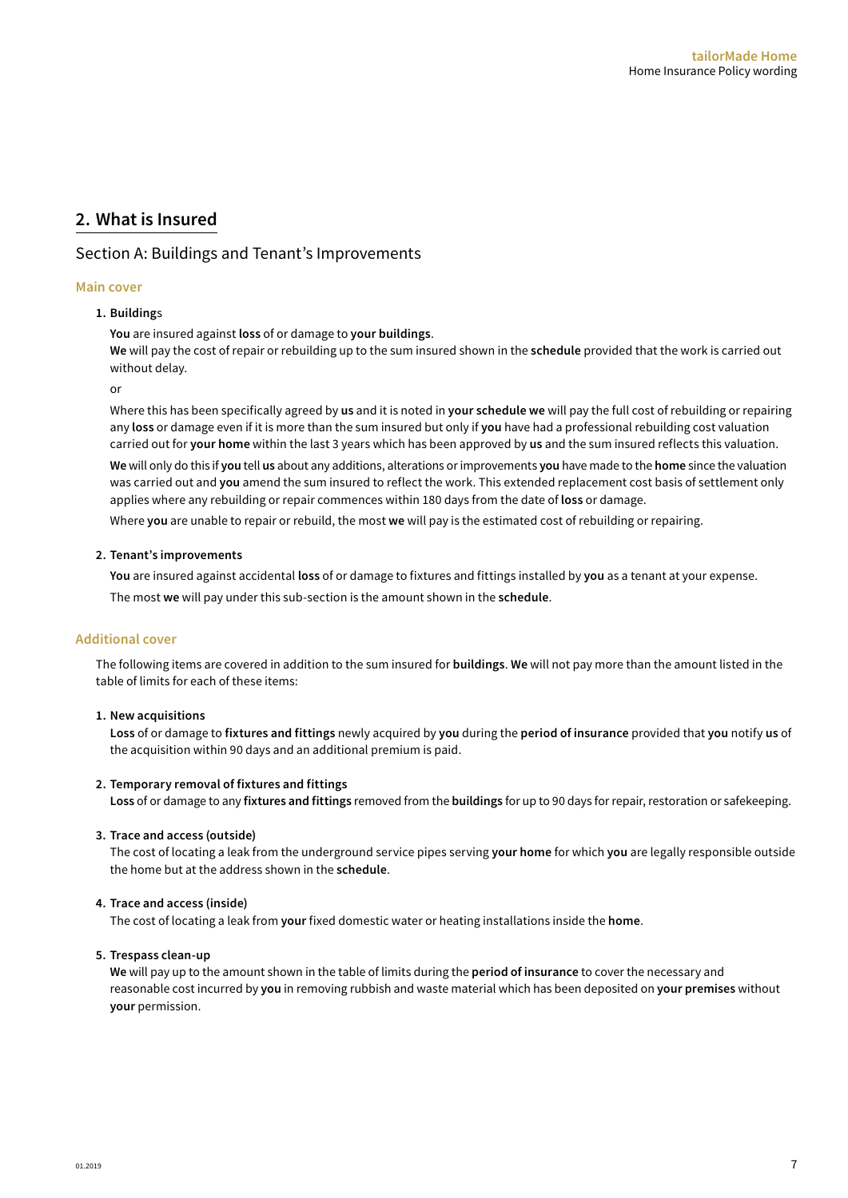## 2. What is Insured

### Section A: Buildings and Tenant's Improvements

#### Main cover

1. **Buildings**

   **You** are insured against **loss** of or damage to **your buildings**.
   **We** will pay the cost of repair or rebuilding up to the sum insured shown in the **schedule** provided that the work is carried out without delay.

   or

   Where this has been specifically agreed by **us** and it is noted in **your schedule we** will pay the full cost of rebuilding or repairing any **loss** or damage even if it is more than the sum insured but only if **you** have had a professional rebuilding cost valuation carried out for **your home** within the last 3 years which has been approved by **us** and the sum insured reflects this valuation.

   **We** will only do this if **you** tell **us** about any additions, alterations or improvements **you** have made to the **home** since the valuation was carried out and **you** amend the sum insured to reflect the work. This extended replacement cost basis of settlement only applies where any rebuilding or repair commences within 180 days from the date of **loss** or damage.

   Where **you** are unable to repair or rebuild, the most **we** will pay is the estimated cost of rebuilding or repairing.

2. **Tenant's improvements**

   **You** are insured against accidental **loss** of or damage to fixtures and fittings installed by **you** as a tenant at your expense.

   The most **we** will pay under this sub-section is the amount shown in the **schedule**.

#### Additional cover

The following items are covered in addition to the sum insured for **buildings**. **We** will not pay more than the amount listed in the table of limits for each of these items:

1. **New acquisitions**
   **Loss** of or damage to **fixtures and fittings** newly acquired by **you** during the **period of insurance** provided that **you** notify **us** of the acquisition within 90 days and an additional premium is paid.

2. **Temporary removal of fixtures and fittings**
   **Loss** of or damage to any **fixtures and fittings** removed from the **buildings** for up to 90 days for repair, restoration or safekeeping.

3. **Trace and access (outside)**
   The cost of locating a leak from the underground service pipes serving **your home** for which **you** are legally responsible outside the home but at the address shown in the **schedule**.

4. **Trace and access (inside)**
   The cost of locating a leak from **your** fixed domestic water or heating installations inside the **home**.

5. **Trespass clean-up**
   **We** will pay up to the amount shown in the table of limits during the **period of insurance** to cover the necessary and reasonable cost incurred by **you** in removing rubbish and waste material which has been deposited on **your premises** without **your** permission.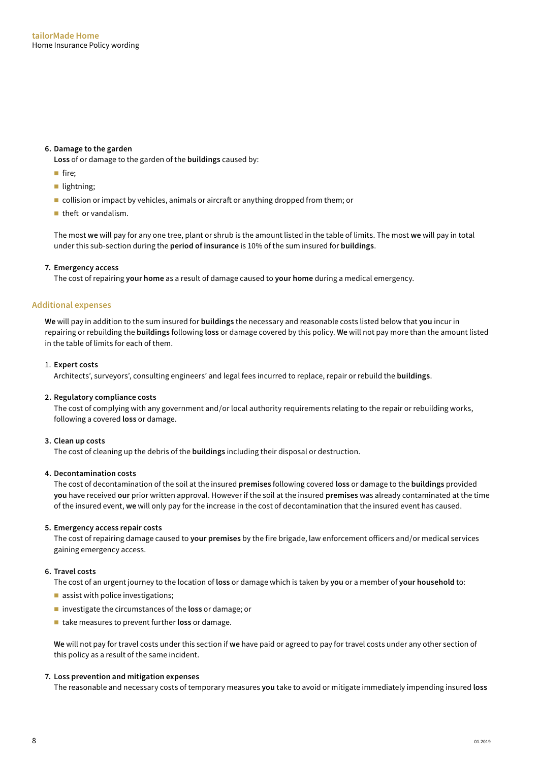6. **Damage to the garden**
   **Loss** of or damage to the garden of the **buildings** caused by:
   - fire;
   - lightning;
   - collision or impact by vehicles, animals or aircraft or anything dropped from them; or
   - theft or vandalism.

   The most **we** will pay for any one tree, plant or shrub is the amount listed in the table of limits. The most **we** will pay in total under this sub-section during the **period of insurance** is 10% of the sum insured for **buildings**.

7. **Emergency access**
   The cost of repairing **your home** as a result of damage caused to **your home** during a medical emergency.

## Additional expenses

**We** will pay in addition to the sum insured for **buildings** the necessary and reasonable costs listed below that **you** incur in repairing or rebuilding the **buildings** following **loss** or damage covered by this policy. **We** will not pay more than the amount listed in the table of limits for each of them.

1. **Expert costs**
   Architects', surveyors', consulting engineers' and legal fees incurred to replace, repair or rebuild the **buildings**.

2. **Regulatory compliance costs**
   The cost of complying with any government and/or local authority requirements relating to the repair or rebuilding works, following a covered **loss** or damage.

3. **Clean up costs**
   The cost of cleaning up the debris of the **buildings** including their disposal or destruction.

4. **Decontamination costs**
   The cost of decontamination of the soil at the insured **premises** following covered **loss** or damage to the **buildings** provided **you** have received **our** prior written approval. However if the soil at the insured **premises** was already contaminated at the time of the insured event, **we** will only pay for the increase in the cost of decontamination that the insured event has caused.

5. **Emergency access repair costs**
   The cost of repairing damage caused to **your premises** by the fire brigade, law enforcement officers and/or medical services gaining emergency access.

6. **Travel costs**
   The cost of an urgent journey to the location of **loss** or damage which is taken by **you** or a member of **your household** to:
   - assist with police investigations;
   - investigate the circumstances of the **loss** or damage; or
   - take measures to prevent further **loss** or damage.

   **We** will not pay for travel costs under this section if **we** have paid or agreed to pay for travel costs under any other section of this policy as a result of the same incident.

7. **Loss prevention and mitigation expenses**
   The reasonable and necessary costs of temporary measures **you** take to avoid or mitigate immediately impending insured **loss**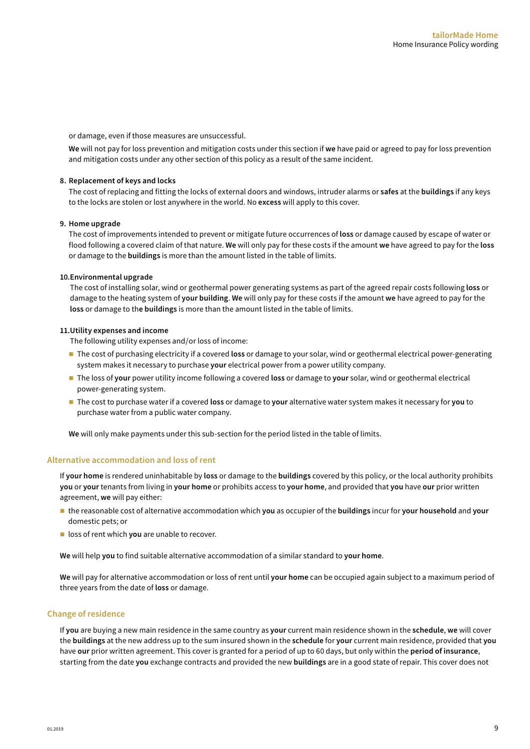or damage, even if those measures are unsuccessful.

**We** will not pay for loss prevention and mitigation costs under this section if **we** have paid or agreed to pay for loss prevention and mitigation costs under any other section of this policy as a result of the same incident.

8. **Replacement of keys and locks**
   The cost of replacing and fitting the locks of external doors and windows, intruder alarms or **safes** at the **buildings** if any keys to the locks are stolen or lost anywhere in the world. No **excess** will apply to this cover.

9. **Home upgrade**
   The cost of improvements intended to prevent or mitigate future occurrences of **loss** or damage caused by escape of water or flood following a covered claim of that nature. **We** will only pay for these costs if the amount **we** have agreed to pay for the **loss** or damage to the **buildings** is more than the amount listed in the table of limits.

10. **Environmental upgrade**
    The cost of installing solar, wind or geothermal power generating systems as part of the agreed repair costs following **loss** or damage to the heating system of **your building**. **We** will only pay for these costs if the amount **we** have agreed to pay for the **loss** or damage to the **buildings** is more than the amount listed in the table of limits.

11. **Utility expenses and income**
    The following utility expenses and/or loss of income:
    - The cost of purchasing electricity if a covered **loss** or damage to your solar, wind or geothermal electrical power-generating system makes it necessary to purchase **your** electrical power from a power utility company.
    - The loss of **your** power utility income following a covered **loss** or damage to **your** solar, wind or geothermal electrical power-generating system.
    - The cost to purchase water if a covered **loss** or damage to **your** alternative water system makes it necessary for **you** to purchase water from a public water company.

    **We** will only make payments under this sub-section for the period listed in the table of limits.

## Alternative accommodation and loss of rent

If **your home** is rendered uninhabitable by **loss** or damage to the **buildings** covered by this policy, or the local authority prohibits **you** or **your** tenants from living in **your home** or prohibits access to **your home**, and provided that **you** have **our** prior written agreement, **we** will pay either:

- the reasonable cost of alternative accommodation which **you** as occupier of the **buildings** incur for **your household** and **your** domestic pets; or
- loss of rent which **you** are unable to recover.

**We** will help **you** to find suitable alternative accommodation of a similar standard to **your home**.

**We** will pay for alternative accommodation or loss of rent until **your home** can be occupied again subject to a maximum period of three years from the date of **loss** or damage.

## Change of residence

If **you** are buying a new main residence in the same country as **your** current main residence shown in the **schedule**, **we** will cover the **buildings** at the new address up to the sum insured shown in the **schedule** for **your** current main residence, provided that **you** have **our** prior written agreement. This cover is granted for a period of up to 60 days, but only within the **period of insurance**, starting from the date **you** exchange contracts and provided the new **buildings** are in a good state of repair. This cover does not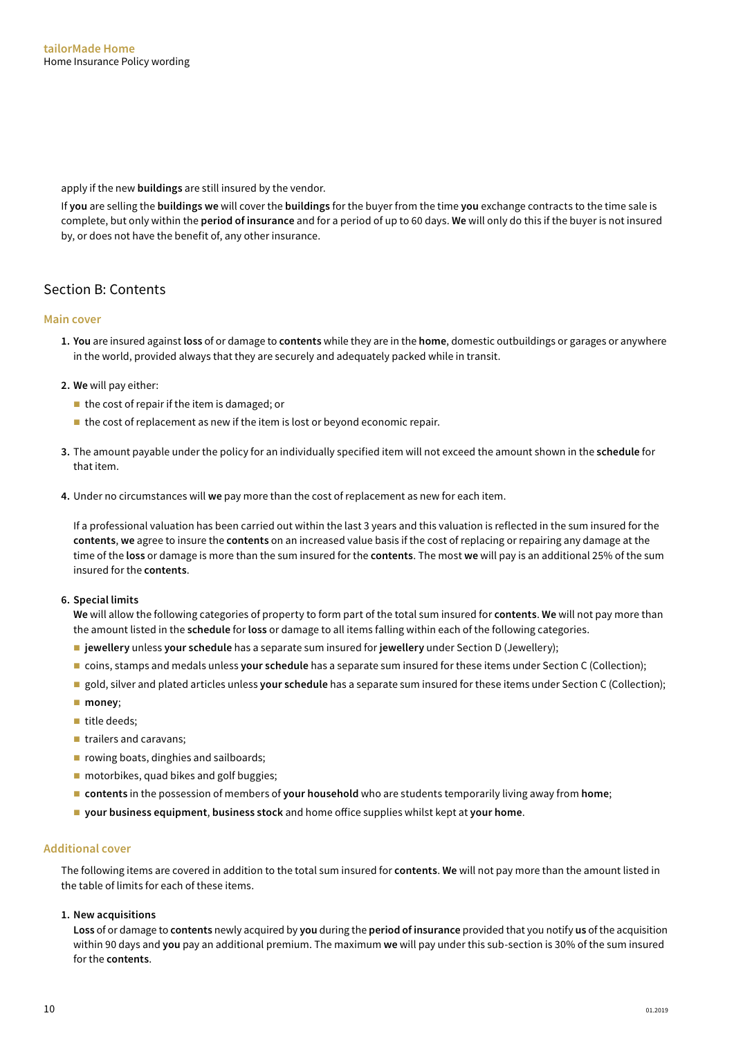apply if the new **buildings** are still insured by the vendor.

If **you** are selling the **buildings we** will cover the **buildings** for the buyer from the time **you** exchange contracts to the time sale is complete, but only within the **period of insurance** and for a period of up to 60 days. **We** will only do this if the buyer is not insured by, or does not have the benefit of, any other insurance.

## Section B: Contents

### Main cover

1. **You** are insured against **loss** of or damage to **contents** while they are in the **home**, domestic outbuildings or garages or anywhere in the world, provided always that they are securely and adequately packed while in transit.

2. **We** will pay either:
   - the cost of repair if the item is damaged; or
   - the cost of replacement as new if the item is lost or beyond economic repair.

3. The amount payable under the policy for an individually specified item will not exceed the amount shown in the **schedule** for that item.

4. Under no circumstances will **we** pay more than the cost of replacement as new for each item.

   If a professional valuation has been carried out within the last 3 years and this valuation is reflected in the sum insured for the **contents**, **we** agree to insure the **contents** on an increased value basis if the cost of replacing or repairing any damage at the time of the **loss** or damage is more than the sum insured for the **contents**. The most **we** will pay is an additional 25% of the sum insured for the **contents**.

6. **Special limits**

   **We** will allow the following categories of property to form part of the total sum insured for **contents**. **We** will not pay more than the amount listed in the **schedule** for **loss** or damage to all items falling within each of the following categories.
   - **jewellery** unless **your schedule** has a separate sum insured for **jewellery** under Section D (Jewellery);
   - coins, stamps and medals unless **your schedule** has a separate sum insured for these items under Section C (Collection);
   - gold, silver and plated articles unless **your schedule** has a separate sum insured for these items under Section C (Collection);
   - **money**;
   - title deeds;
   - trailers and caravans;
   - rowing boats, dinghies and sailboards;
   - motorbikes, quad bikes and golf buggies;
   - **contents** in the possession of members of **your household** who are students temporarily living away from **home**;
   - **your business equipment**, **business stock** and home office supplies whilst kept at **your home**.

### Additional cover

The following items are covered in addition to the total sum insured for **contents**. **We** will not pay more than the amount listed in the table of limits for each of these items.

1. **New acquisitions**

   **Loss** of or damage to **contents** newly acquired by **you** during the **period of insurance** provided that you notify **us** of the acquisition within 90 days and **you** pay an additional premium. The maximum **we** will pay under this sub-section is 30% of the sum insured for the **contents**.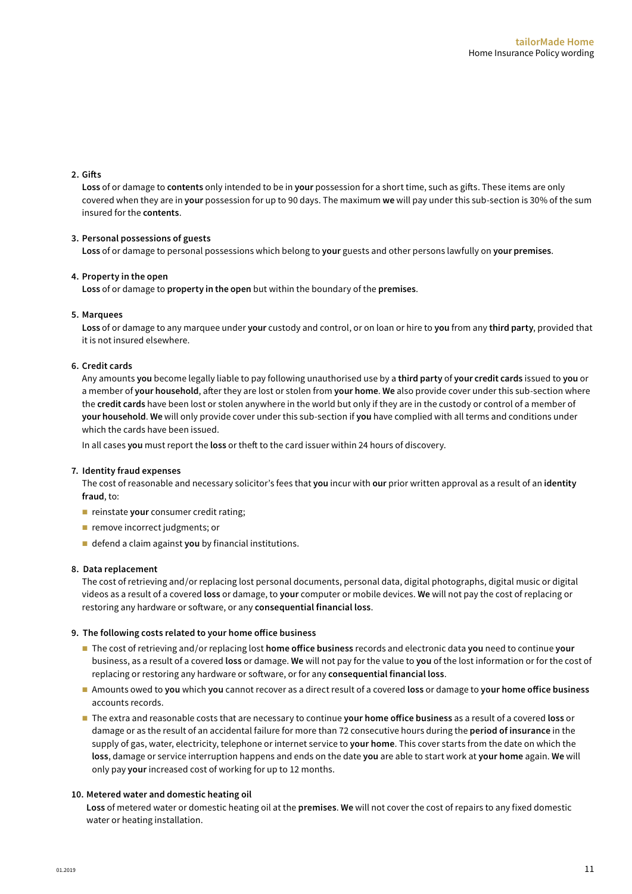**2. Gifts**

**Loss** of or damage to **contents** only intended to be in **your** possession for a short time, such as gifts. These items are only covered when they are in **your** possession for up to 90 days. The maximum **we** will pay under this sub-section is 30% of the sum insured for the **contents**.

**3. Personal possessions of guests**

**Loss** of or damage to personal possessions which belong to **your** guests and other persons lawfully on **your premises**.

**4. Property in the open**

**Loss** of or damage to **property in the open** but within the boundary of the **premises**.

**5. Marquees**

**Loss** of or damage to any marquee under **your** custody and control, or on loan or hire to **you** from any **third party**, provided that it is not insured elsewhere.

**6. Credit cards**

Any amounts **you** become legally liable to pay following unauthorised use by a **third party** of **your credit cards** issued to **you** or a member of **your household**, after they are lost or stolen from **your home**. **We** also provide cover under this sub-section where the **credit cards** have been lost or stolen anywhere in the world but only if they are in the custody or control of a member of **your household**. **We** will only provide cover under this sub-section if **you** have complied with all terms and conditions under which the cards have been issued.

In all cases **you** must report the **loss** or theft to the card issuer within 24 hours of discovery.

**7. Identity fraud expenses**

The cost of reasonable and necessary solicitor's fees that **you** incur with **our** prior written approval as a result of an **identity fraud**, to:

- reinstate **your** consumer credit rating;
- remove incorrect judgments; or
- defend a claim against **you** by financial institutions.

**8. Data replacement**

The cost of retrieving and/or replacing lost personal documents, personal data, digital photographs, digital music or digital videos as a result of a covered **loss** or damage, to **your** computer or mobile devices. **We** will not pay the cost of replacing or restoring any hardware or software, or any **consequential financial loss**.

**9. The following costs related to your home office business**

- The cost of retrieving and/or replacing lost **home office business** records and electronic data **you** need to continue **your** business, as a result of a covered **loss** or damage. **We** will not pay for the value to **you** of the lost information or for the cost of replacing or restoring any hardware or software, or for any **consequential financial loss**.
- Amounts owed to **you** which **you** cannot recover as a direct result of a covered **loss** or damage to **your home office business** accounts records.
- The extra and reasonable costs that are necessary to continue **your home office business** as a result of a covered **loss** or damage or as the result of an accidental failure for more than 72 consecutive hours during the **period of insurance** in the supply of gas, water, electricity, telephone or internet service to **your home**. This cover starts from the date on which the **loss**, damage or service interruption happens and ends on the date **you** are able to start work at **your home** again. **We** will only pay **your** increased cost of working for up to 12 months.

**10. Metered water and domestic heating oil**

**Loss** of metered water or domestic heating oil at the **premises**. **We** will not cover the cost of repairs to any fixed domestic water or heating installation.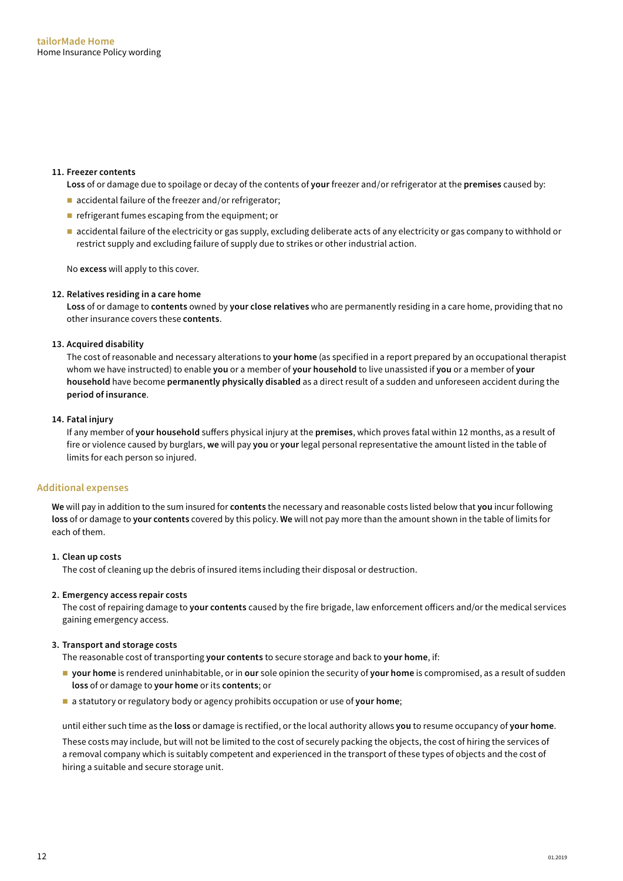**11. Freezer contents**

**Loss** of or damage due to spoilage or decay of the contents of **your** freezer and/or refrigerator at the **premises** caused by:

- accidental failure of the freezer and/or refrigerator;
- refrigerant fumes escaping from the equipment; or
- accidental failure of the electricity or gas supply, excluding deliberate acts of any electricity or gas company to withhold or restrict supply and excluding failure of supply due to strikes or other industrial action.

No **excess** will apply to this cover.

**12. Relatives residing in a care home**

**Loss** of or damage to **contents** owned by **your close relatives** who are permanently residing in a care home, providing that no other insurance covers these **contents**.

**13. Acquired disability**

The cost of reasonable and necessary alterations to **your home** (as specified in a report prepared by an occupational therapist whom we have instructed) to enable **you** or a member of **your household** to live unassisted if **you** or a member of **your household** have become **permanently physically disabled** as a direct result of a sudden and unforeseen accident during the **period of insurance**.

**14. Fatal injury**

If any member of **your household** suffers physical injury at the **premises**, which proves fatal within 12 months, as a result of fire or violence caused by burglars, **we** will pay **you** or **your** legal personal representative the amount listed in the table of limits for each person so injured.

## Additional expenses

**We** will pay in addition to the sum insured for **contents** the necessary and reasonable costs listed below that **you** incur following **loss** of or damage to **your contents** covered by this policy. **We** will not pay more than the amount shown in the table of limits for each of them.

**1. Clean up costs**

The cost of cleaning up the debris of insured items including their disposal or destruction.

**2. Emergency access repair costs**

The cost of repairing damage to **your contents** caused by the fire brigade, law enforcement officers and/or the medical services gaining emergency access.

**3. Transport and storage costs**

The reasonable cost of transporting **your contents** to secure storage and back to **your home**, if:

- **your home** is rendered uninhabitable, or in **our** sole opinion the security of **your home** is compromised, as a result of sudden **loss** of or damage to **your home** or its **contents**; or
- a statutory or regulatory body or agency prohibits occupation or use of **your home**;

until either such time as the **loss** or damage is rectified, or the local authority allows **you** to resume occupancy of **your home**.

These costs may include, but will not be limited to the cost of securely packing the objects, the cost of hiring the services of a removal company which is suitably competent and experienced in the transport of these types of objects and the cost of hiring a suitable and secure storage unit.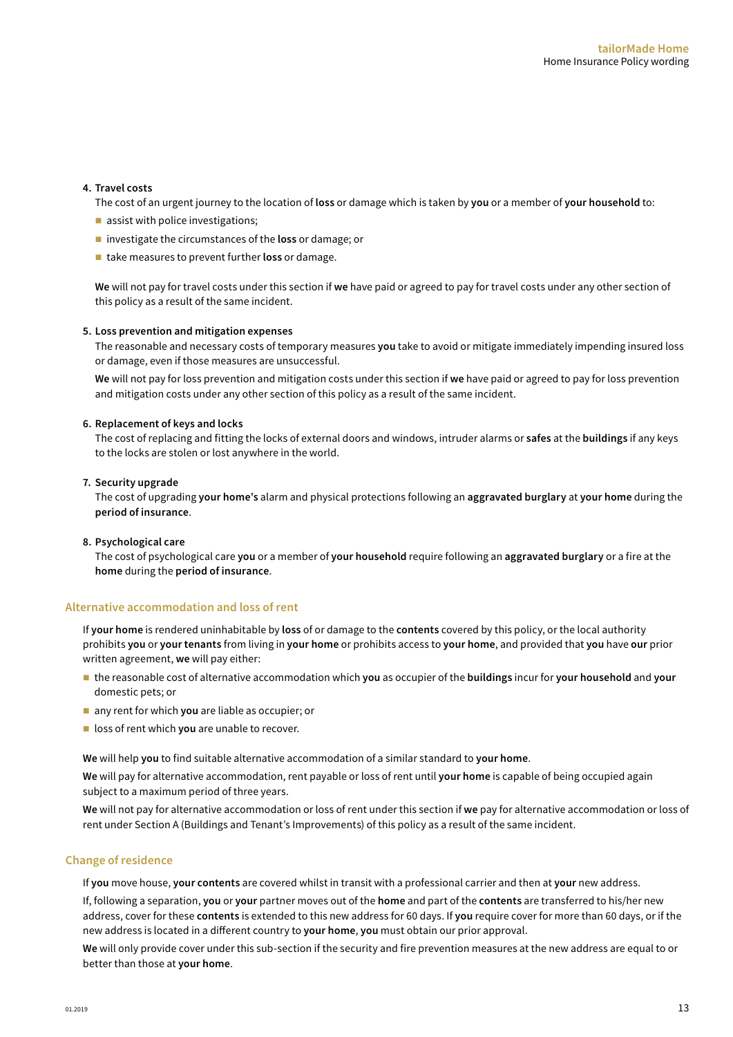4. **Travel costs**

   The cost of an urgent journey to the location of **loss** or damage which is taken by **you** or a member of **your household** to:

   - assist with police investigations;
   - investigate the circumstances of the **loss** or damage; or
   - take measures to prevent further **loss** or damage.

   **We** will not pay for travel costs under this section if **we** have paid or agreed to pay for travel costs under any other section of this policy as a result of the same incident.

5. **Loss prevention and mitigation expenses**

   The reasonable and necessary costs of temporary measures **you** take to avoid or mitigate immediately impending insured loss or damage, even if those measures are unsuccessful.

   **We** will not pay for loss prevention and mitigation costs under this section if **we** have paid or agreed to pay for loss prevention and mitigation costs under any other section of this policy as a result of the same incident.

6. **Replacement of keys and locks**

   The cost of replacing and fitting the locks of external doors and windows, intruder alarms or **safes** at the **buildings** if any keys to the locks are stolen or lost anywhere in the world.

7. **Security upgrade**

   The cost of upgrading **your home's** alarm and physical protections following an **aggravated burglary** at **your home** during the **period of insurance**.

8. **Psychological care**

   The cost of psychological care **you** or a member of **your household** require following an **aggravated burglary** or a fire at the **home** during the **period of insurance**.

## Alternative accommodation and loss of rent

If **your home** is rendered uninhabitable by **loss** of or damage to the **contents** covered by this policy, or the local authority prohibits **you** or **your tenants** from living in **your home** or prohibits access to **your home**, and provided that **you** have **our** prior written agreement, **we** will pay either:

- the reasonable cost of alternative accommodation which **you** as occupier of the **buildings** incur for **your household** and **your** domestic pets; or
- any rent for which **you** are liable as occupier; or
- loss of rent which **you** are unable to recover.

**We** will help **you** to find suitable alternative accommodation of a similar standard to **your home**.

**We** will pay for alternative accommodation, rent payable or loss of rent until **your home** is capable of being occupied again subject to a maximum period of three years.

**We** will not pay for alternative accommodation or loss of rent under this section if **we** pay for alternative accommodation or loss of rent under Section A (Buildings and Tenant's Improvements) of this policy as a result of the same incident.

## Change of residence

If **you** move house, **your contents** are covered whilst in transit with a professional carrier and then at **your** new address.

If, following a separation, **you** or **your** partner moves out of the **home** and part of the **contents** are transferred to his/her new address, cover for these **contents** is extended to this new address for 60 days. If **you** require cover for more than 60 days, or if the new address is located in a different country to **your home**, **you** must obtain our prior approval.

**We** will only provide cover under this sub-section if the security and fire prevention measures at the new address are equal to or better than those at **your home**.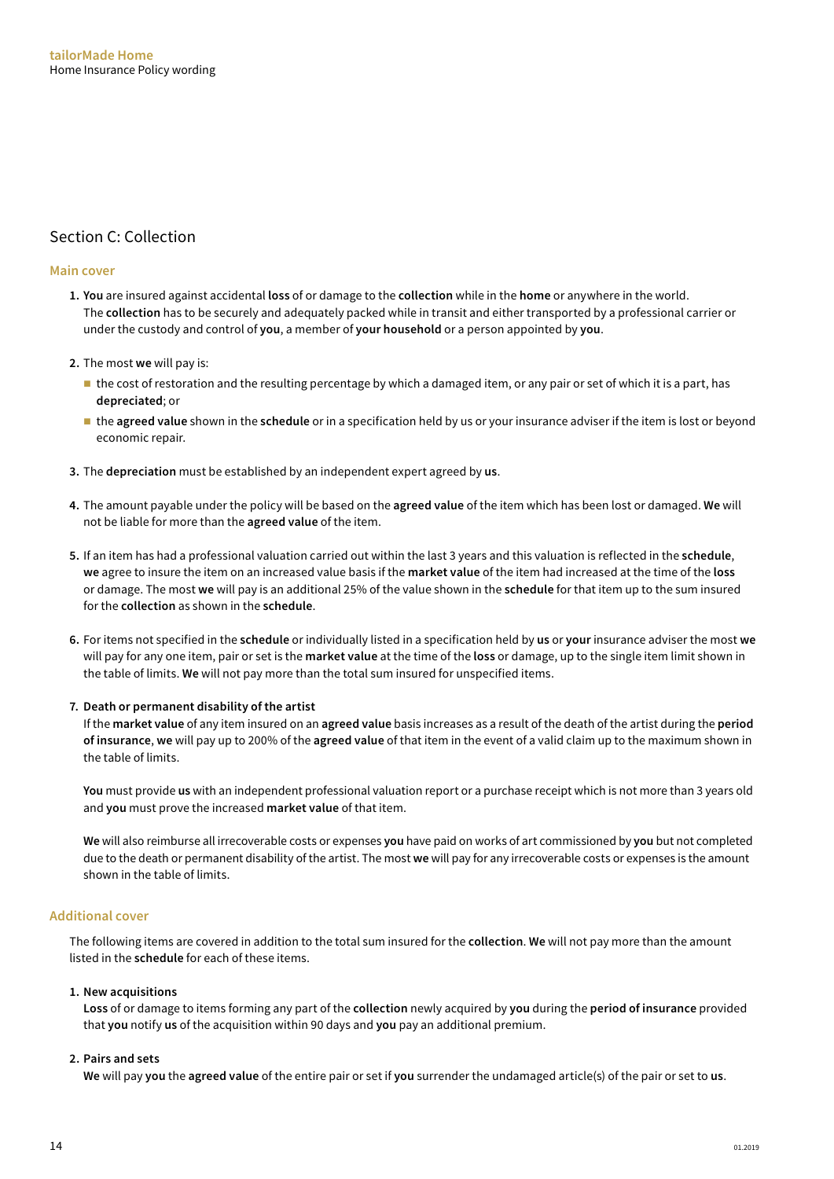## Section C: Collection

### Main cover

1. **You** are insured against accidental **loss** of or damage to the **collection** while in the **home** or anywhere in the world. The **collection** has to be securely and adequately packed while in transit and either transported by a professional carrier or under the custody and control of **you**, a member of **your household** or a person appointed by **you**.

2. The most **we** will pay is:
   - the cost of restoration and the resulting percentage by which a damaged item, or any pair or set of which it is a part, has **depreciated**; or
   - the **agreed value** shown in the **schedule** or in a specification held by us or your insurance adviser if the item is lost or beyond economic repair.

3. The **depreciation** must be established by an independent expert agreed by **us**.

4. The amount payable under the policy will be based on the **agreed value** of the item which has been lost or damaged. **We** will not be liable for more than the **agreed value** of the item.

5. If an item has had a professional valuation carried out within the last 3 years and this valuation is reflected in the **schedule**, **we** agree to insure the item on an increased value basis if the **market value** of the item had increased at the time of the **loss** or damage. The most **we** will pay is an additional 25% of the value shown in the **schedule** for that item up to the sum insured for the **collection** as shown in the **schedule**.

6. For items not specified in the **schedule** or individually listed in a specification held by **us** or **your** insurance adviser the most **we** will pay for any one item, pair or set is the **market value** at the time of the **loss** or damage, up to the single item limit shown in the table of limits. **We** will not pay more than the total sum insured for unspecified items.

7. **Death or permanent disability of the artist**

   If the **market value** of any item insured on an **agreed value** basis increases as a result of the death of the artist during the **period of insurance**, **we** will pay up to 200% of the **agreed value** of that item in the event of a valid claim up to the maximum shown in the table of limits.

   **You** must provide **us** with an independent professional valuation report or a purchase receipt which is not more than 3 years old and **you** must prove the increased **market value** of that item.

   **We** will also reimburse all irrecoverable costs or expenses **you** have paid on works of art commissioned by **you** but not completed due to the death or permanent disability of the artist. The most **we** will pay for any irrecoverable costs or expenses is the amount shown in the table of limits.

### Additional cover

The following items are covered in addition to the total sum insured for the **collection**. **We** will not pay more than the amount listed in the **schedule** for each of these items.

1. **New acquisitions**

   **Loss** of or damage to items forming any part of the **collection** newly acquired by **you** during the **period of insurance** provided that **you** notify **us** of the acquisition within 90 days and **you** pay an additional premium.

2. **Pairs and sets**

   **We** will pay **you** the **agreed value** of the entire pair or set if **you** surrender the undamaged article(s) of the pair or set to **us**.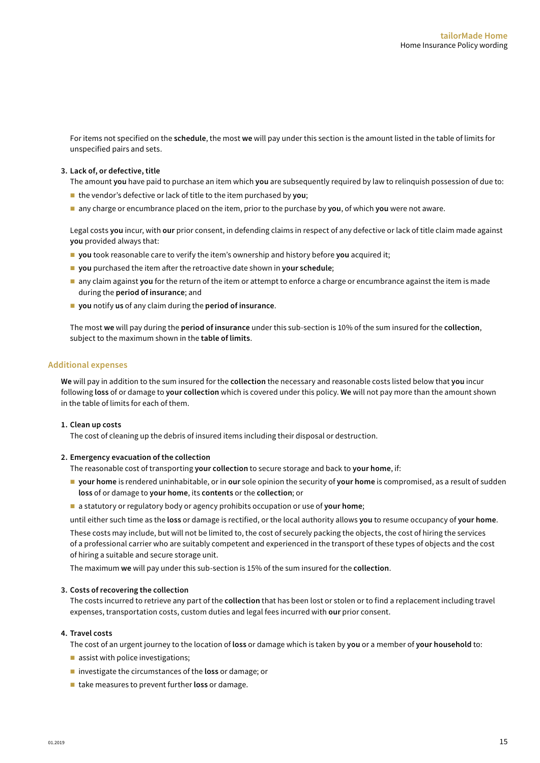For items not specified on the **schedule**, the most **we** will pay under this section is the amount listed in the table of limits for unspecified pairs and sets.

**3. Lack of, or defective, title**

The amount **you** have paid to purchase an item which **you** are subsequently required by law to relinquish possession of due to:

- the vendor's defective or lack of title to the item purchased by **you**;
- any charge or encumbrance placed on the item, prior to the purchase by **you**, of which **you** were not aware.

Legal costs **you** incur, with **our** prior consent, in defending claims in respect of any defective or lack of title claim made against **you** provided always that:

- **you** took reasonable care to verify the item's ownership and history before **you** acquired it;
- **you** purchased the item after the retroactive date shown in **your schedule**;
- any claim against **you** for the return of the item or attempt to enforce a charge or encumbrance against the item is made during the **period of insurance**; and
- **you** notify **us** of any claim during the **period of insurance**.

The most **we** will pay during the **period of insurance** under this sub-section is 10% of the sum insured for the **collection**, subject to the maximum shown in the **table of limits**.

## Additional expenses

**We** will pay in addition to the sum insured for the **collection** the necessary and reasonable costs listed below that **you** incur following **loss** of or damage to **your collection** which is covered under this policy. **We** will not pay more than the amount shown in the table of limits for each of them.

**1. Clean up costs**

The cost of cleaning up the debris of insured items including their disposal or destruction.

**2. Emergency evacuation of the collection**

The reasonable cost of transporting **your collection** to secure storage and back to **your home**, if:

- **your home** is rendered uninhabitable, or in **our** sole opinion the security of **your home** is compromised, as a result of sudden **loss** of or damage to **your home**, its **contents** or the **collection**; or
- a statutory or regulatory body or agency prohibits occupation or use of **your home**;

until either such time as the **loss** or damage is rectified, or the local authority allows **you** to resume occupancy of **your home**.

These costs may include, but will not be limited to, the cost of securely packing the objects, the cost of hiring the services of a professional carrier who are suitably competent and experienced in the transport of these types of objects and the cost of hiring a suitable and secure storage unit.

The maximum **we** will pay under this sub-section is 15% of the sum insured for the **collection**.

**3. Costs of recovering the collection**

The costs incurred to retrieve any part of the **collection** that has been lost or stolen or to find a replacement including travel expenses, transportation costs, custom duties and legal fees incurred with **our** prior consent.

**4. Travel costs**

The cost of an urgent journey to the location of **loss** or damage which is taken by **you** or a member of **your household** to:

- assist with police investigations;
- investigate the circumstances of the **loss** or damage; or
- take measures to prevent further **loss** or damage.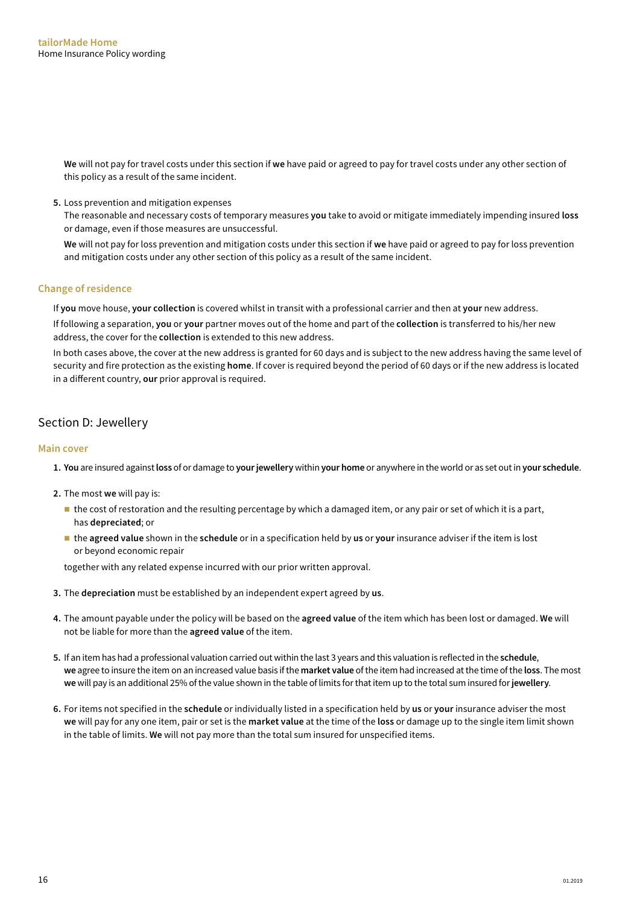**We** will not pay for travel costs under this section if **we** have paid or agreed to pay for travel costs under any other section of this policy as a result of the same incident.

5. Loss prevention and mitigation expenses

   The reasonable and necessary costs of temporary measures **you** take to avoid or mitigate immediately impending insured **loss** or damage, even if those measures are unsuccessful.

   **We** will not pay for loss prevention and mitigation costs under this section if **we** have paid or agreed to pay for loss prevention and mitigation costs under any other section of this policy as a result of the same incident.

### Change of residence

If **you** move house, **your collection** is covered whilst in transit with a professional carrier and then at **your** new address.

If following a separation, **you** or **your** partner moves out of the home and part of the **collection** is transferred to his/her new address, the cover for the **collection** is extended to this new address.

In both cases above, the cover at the new address is granted for 60 days and is subject to the new address having the same level of security and fire protection as the existing **home**. If cover is required beyond the period of 60 days or if the new address is located in a different country, **our** prior approval is required.

## Section D: Jewellery

### Main cover

1. **You** are insured against **loss** of or damage to **your jewellery** within **your home** or anywhere in the world or as set out in **your schedule**.

2. The most **we** will pay is:

   - the cost of restoration and the resulting percentage by which a damaged item, or any pair or set of which it is a part, has **depreciated**; or
   - the **agreed value** shown in the **schedule** or in a specification held by **us** or **your** insurance adviser if the item is lost or beyond economic repair

   together with any related expense incurred with our prior written approval.

3. The **depreciation** must be established by an independent expert agreed by **us**.

4. The amount payable under the policy will be based on the **agreed value** of the item which has been lost or damaged. **We** will not be liable for more than the **agreed value** of the item.

5. If an item has had a professional valuation carried out within the last 3 years and this valuation is reflected in the **schedule**, **we** agree to insure the item on an increased value basis if the **market value** of the item had increased at the time of the **loss**. The most **we** will pay is an additional 25% of the value shown in the table of limits for that item up to the total sum insured for **jewellery**.

6. For items not specified in the **schedule** or individually listed in a specification held by **us** or **your** insurance adviser the most **we** will pay for any one item, pair or set is the **market value** at the time of the **loss** or damage up to the single item limit shown in the table of limits. **We** will not pay more than the total sum insured for unspecified items.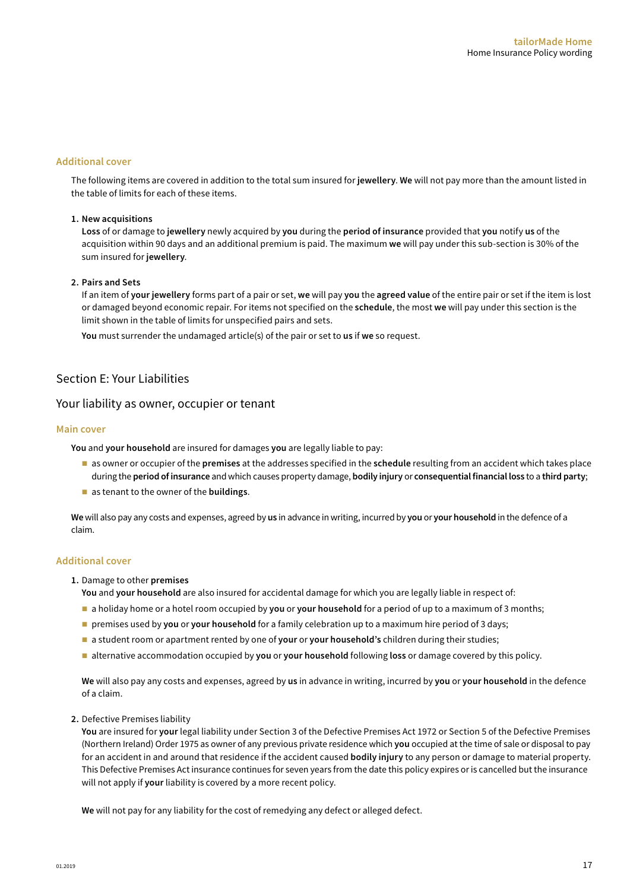### Additional cover

The following items are covered in addition to the total sum insured for **jewellery**. **We** will not pay more than the amount listed in the table of limits for each of these items.

1. **New acquisitions**
   **Loss** of or damage to **jewellery** newly acquired by **you** during the **period of insurance** provided that **you** notify **us** of the acquisition within 90 days and an additional premium is paid. The maximum **we** will pay under this sub-section is 30% of the sum insured for **jewellery**.

2. **Pairs and Sets**
   If an item of **your jewellery** forms part of a pair or set, **we** will pay **you** the **agreed value** of the entire pair or set if the item is lost or damaged beyond economic repair. For items not specified on the **schedule**, the most **we** will pay under this section is the limit shown in the table of limits for unspecified pairs and sets.

   **You** must surrender the undamaged article(s) of the pair or set to **us** if **we** so request.

## Section E: Your Liabilities

## Your liability as owner, occupier or tenant

### Main cover

**You** and **your household** are insured for damages **you** are legally liable to pay:

- as owner or occupier of the **premises** at the addresses specified in the **schedule** resulting from an accident which takes place during the **period of insurance** and which causes property damage, **bodily injury** or **consequential financial loss** to a **third party**;
- as tenant to the owner of the **buildings**.

**We** will also pay any costs and expenses, agreed by **us** in advance in writing, incurred by **you** or **your household** in the defence of a claim.

### Additional cover

1. Damage to other **premises**
   **You** and **your household** are also insured for accidental damage for which you are legally liable in respect of:
   - a holiday home or a hotel room occupied by **you** or **your household** for a period of up to a maximum of 3 months;
   - premises used by **you** or **your household** for a family celebration up to a maximum hire period of 3 days;
   - a student room or apartment rented by one of **your** or **your household's** children during their studies;
   - alternative accommodation occupied by **you** or **your household** following **loss** or damage covered by this policy.

   **We** will also pay any costs and expenses, agreed by **us** in advance in writing, incurred by **you** or **your household** in the defence of a claim.

2. Defective Premises liability
   **You** are insured for **your** legal liability under Section 3 of the Defective Premises Act 1972 or Section 5 of the Defective Premises (Northern Ireland) Order 1975 as owner of any previous private residence which **you** occupied at the time of sale or disposal to pay for an accident in and around that residence if the accident caused **bodily injury** to any person or damage to material property. This Defective Premises Act insurance continues for seven years from the date this policy expires or is cancelled but the insurance will not apply if **your** liability is covered by a more recent policy.

   **We** will not pay for any liability for the cost of remedying any defect or alleged defect.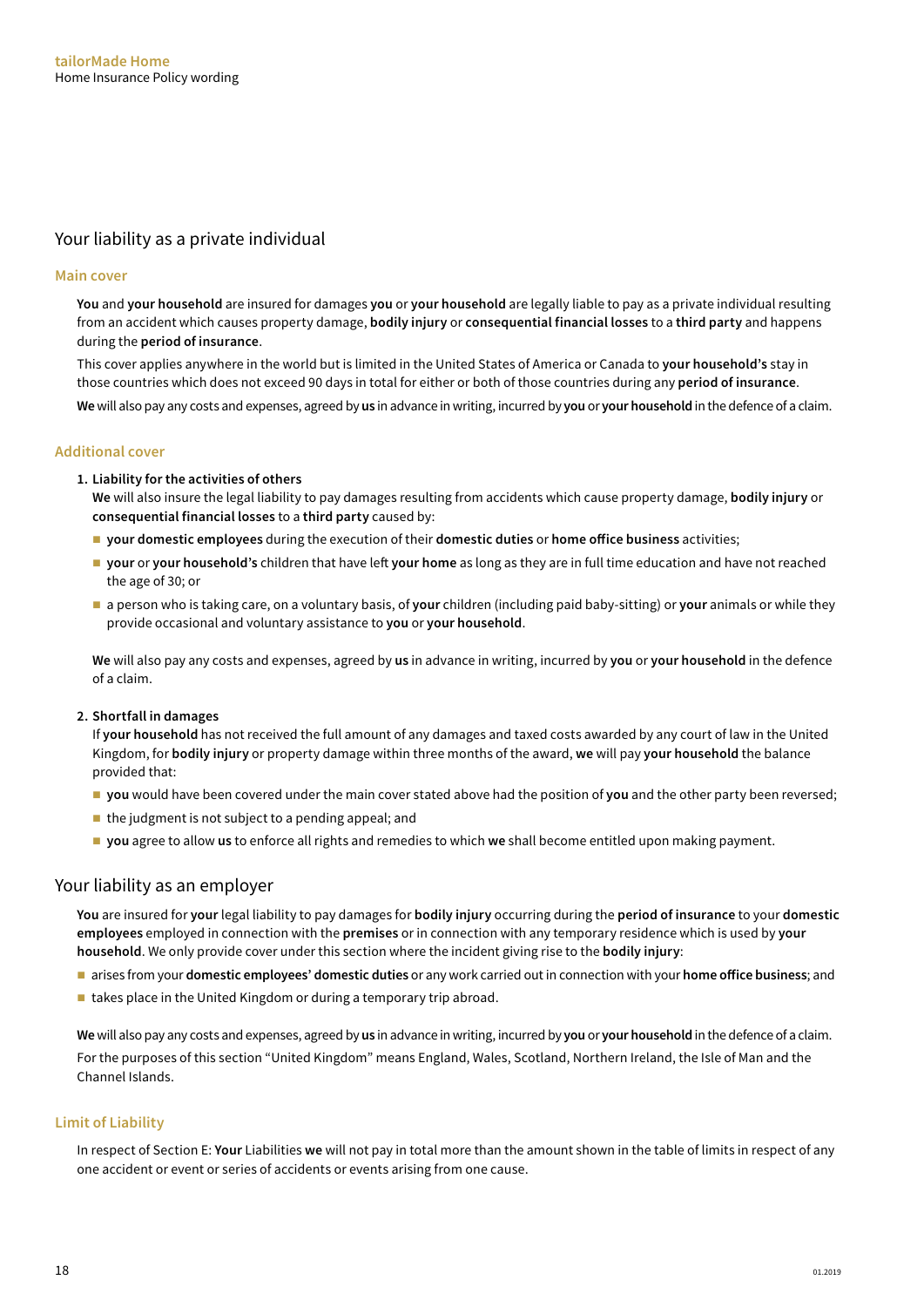## Your liability as a private individual

### Main cover

**You** and **your household** are insured for damages **you** or **your household** are legally liable to pay as a private individual resulting from an accident which causes property damage, **bodily injury** or **consequential financial losses** to a **third party** and happens during the **period of insurance**.

This cover applies anywhere in the world but is limited in the United States of America or Canada to **your household's** stay in those countries which does not exceed 90 days in total for either or both of those countries during any **period of insurance**.

**We** will also pay any costs and expenses, agreed by **us** in advance in writing, incurred by **you** or **your household** in the defence of a claim.

### Additional cover

1. **Liability for the activities of others**

   **We** will also insure the legal liability to pay damages resulting from accidents which cause property damage, **bodily injury** or **consequential financial losses** to a **third party** caused by:

   - **your domestic employees** during the execution of their **domestic duties** or **home office business** activities;
   - **your** or **your household's** children that have left **your home** as long as they are in full time education and have not reached the age of 30; or
   - a person who is taking care, on a voluntary basis, of **your** children (including paid baby-sitting) or **your** animals or while they provide occasional and voluntary assistance to **you** or **your household**.

   **We** will also pay any costs and expenses, agreed by **us** in advance in writing, incurred by **you** or **your household** in the defence of a claim.

2. **Shortfall in damages**

   If **your household** has not received the full amount of any damages and taxed costs awarded by any court of law in the United Kingdom, for **bodily injury** or property damage within three months of the award, **we** will pay **your household** the balance provided that:

   - **you** would have been covered under the main cover stated above had the position of **you** and the other party been reversed;
   - the judgment is not subject to a pending appeal; and
   - **you** agree to allow **us** to enforce all rights and remedies to which **we** shall become entitled upon making payment.

## Your liability as an employer

**You** are insured for **your** legal liability to pay damages for **bodily injury** occurring during the **period of insurance** to your **domestic employees** employed in connection with the **premises** or in connection with any temporary residence which is used by **your household**. We only provide cover under this section where the incident giving rise to the **bodily injury**:

- arises from your **domestic employees' domestic duties** or any work carried out in connection with your **home office business**; and
- takes place in the United Kingdom or during a temporary trip abroad.

**We** will also pay any costs and expenses, agreed by **us** in advance in writing, incurred by **you** or **your household** in the defence of a claim.

For the purposes of this section "United Kingdom" means England, Wales, Scotland, Northern Ireland, the Isle of Man and the Channel Islands.

### Limit of Liability

In respect of Section E: **Your** Liabilities **we** will not pay in total more than the amount shown in the table of limits in respect of any one accident or event or series of accidents or events arising from one cause.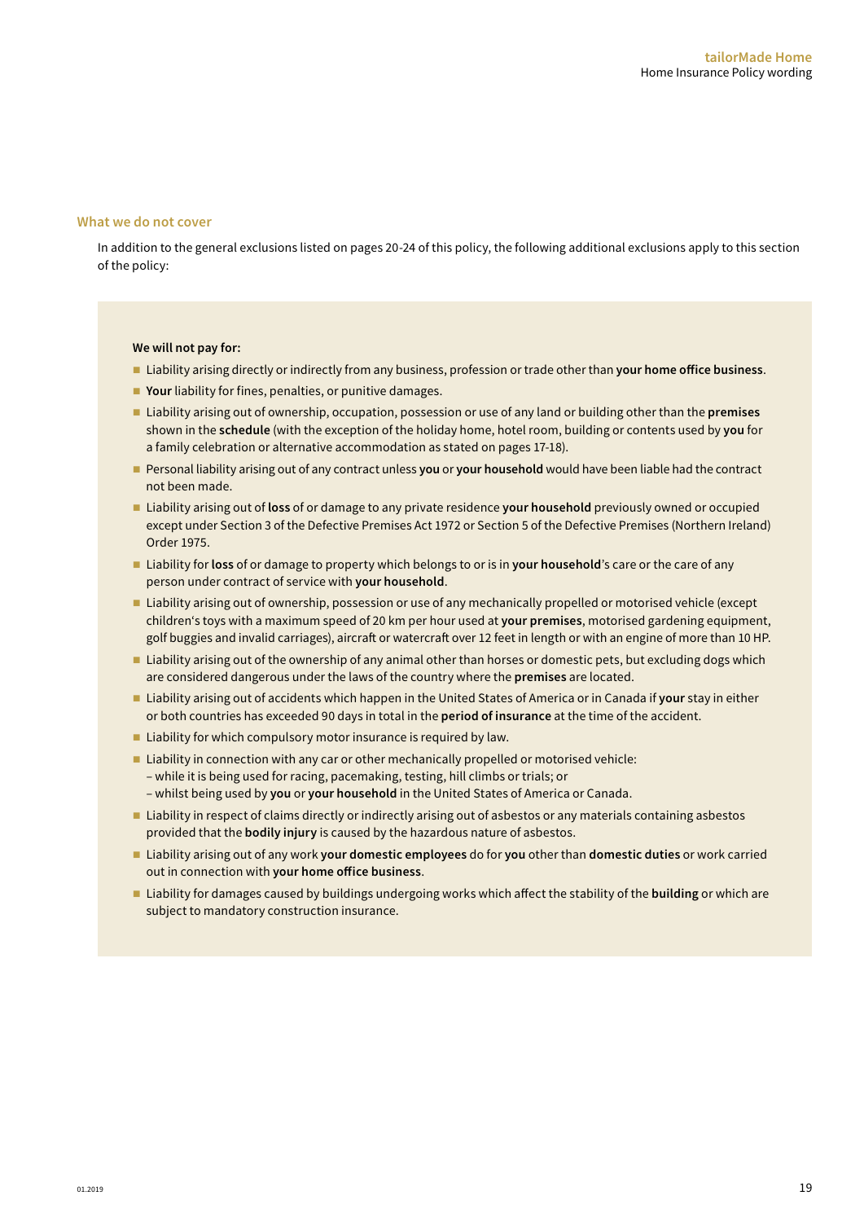## What we do not cover

In addition to the general exclusions listed on pages 20-24 of this policy, the following additional exclusions apply to this section of the policy:

**We will not pay for:**

- Liability arising directly or indirectly from any business, profession or trade other than **your home office business**.
- **Your** liability for fines, penalties, or punitive damages.
- Liability arising out of ownership, occupation, possession or use of any land or building other than the **premises** shown in the **schedule** (with the exception of the holiday home, hotel room, building or contents used by **you** for a family celebration or alternative accommodation as stated on pages 17-18).
- Personal liability arising out of any contract unless **you** or **your household** would have been liable had the contract not been made.
- Liability arising out of **loss** of or damage to any private residence **your household** previously owned or occupied except under Section 3 of the Defective Premises Act 1972 or Section 5 of the Defective Premises (Northern Ireland) Order 1975.
- Liability for **loss** of or damage to property which belongs to or is in **your household**'s care or the care of any person under contract of service with **your household**.
- Liability arising out of ownership, possession or use of any mechanically propelled or motorised vehicle (except children's toys with a maximum speed of 20 km per hour used at **your premises**, motorised gardening equipment, golf buggies and invalid carriages), aircraft or watercraft over 12 feet in length or with an engine of more than 10 HP.
- Liability arising out of the ownership of any animal other than horses or domestic pets, but excluding dogs which are considered dangerous under the laws of the country where the **premises** are located.
- Liability arising out of accidents which happen in the United States of America or in Canada if **your** stay in either or both countries has exceeded 90 days in total in the **period of insurance** at the time of the accident.
- Liability for which compulsory motor insurance is required by law.
- Liability in connection with any car or other mechanically propelled or motorised vehicle:
  – while it is being used for racing, pacemaking, testing, hill climbs or trials; or
  – whilst being used by **you** or **your household** in the United States of America or Canada.
- Liability in respect of claims directly or indirectly arising out of asbestos or any materials containing asbestos provided that the **bodily injury** is caused by the hazardous nature of asbestos.
- Liability arising out of any work **your domestic employees** do for **you** other than **domestic duties** or work carried out in connection with **your home office business**.
- Liability for damages caused by buildings undergoing works which affect the stability of the **building** or which are subject to mandatory construction insurance.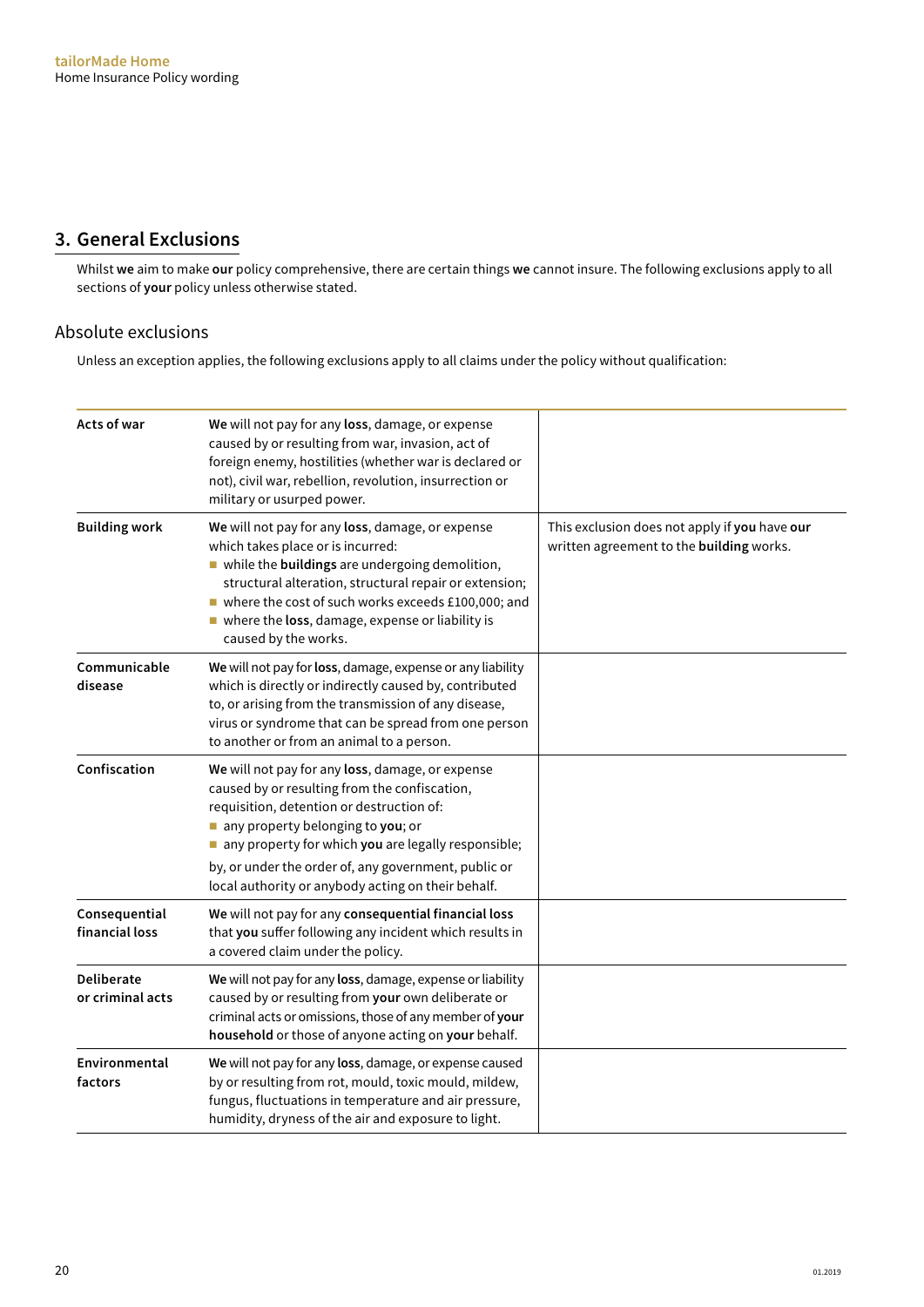## 3. General Exclusions

Whilst **we** aim to make **our** policy comprehensive, there are certain things **we** cannot insure. The following exclusions apply to all sections of **your** policy unless otherwise stated.

### Absolute exclusions

Unless an exception applies, the following exclusions apply to all claims under the policy without qualification:

| | | |
|---|---|---|
| **Acts of war** | **We** will not pay for any **loss**, damage, or expense caused by or resulting from war, invasion, act of foreign enemy, hostilities (whether war is declared or not), civil war, rebellion, revolution, insurrection or military or usurped power. | |
| **Building work** | **We** will not pay for any **loss**, damage, or expense which takes place or is incurred:<br>■ while the **buildings** are undergoing demolition, structural alteration, structural repair or extension;<br>■ where the cost of such works exceeds £100,000; and<br>■ where the **loss**, damage, expense or liability is caused by the works. | This exclusion does not apply if **you** have **our** written agreement to the **building** works. |
| **Communicable disease** | **We** will not pay for **loss**, damage, expense or any liability which is directly or indirectly caused by, contributed to, or arising from the transmission of any disease, virus or syndrome that can be spread from one person to another or from an animal to a person. | |
| **Confiscation** | **We** will not pay for any **loss**, damage, or expense caused by or resulting from the confiscation, requisition, detention or destruction of:<br>■ any property belonging to **you**; or<br>■ any property for which **you** are legally responsible;<br>by, or under the order of, any government, public or local authority or anybody acting on their behalf. | |
| **Consequential financial loss** | **We** will not pay for any **consequential financial loss** that **you** suffer following any incident which results in a covered claim under the policy. | |
| **Deliberate or criminal acts** | **We** will not pay for any **loss**, damage, expense or liability caused by or resulting from **your** own deliberate or criminal acts or omissions, those of any member of **your household** or those of anyone acting on **your** behalf. | |
| **Environmental factors** | **We** will not pay for any **loss**, damage, or expense caused by or resulting from rot, mould, toxic mould, mildew, fungus, fluctuations in temperature and air pressure, humidity, dryness of the air and exposure to light. | |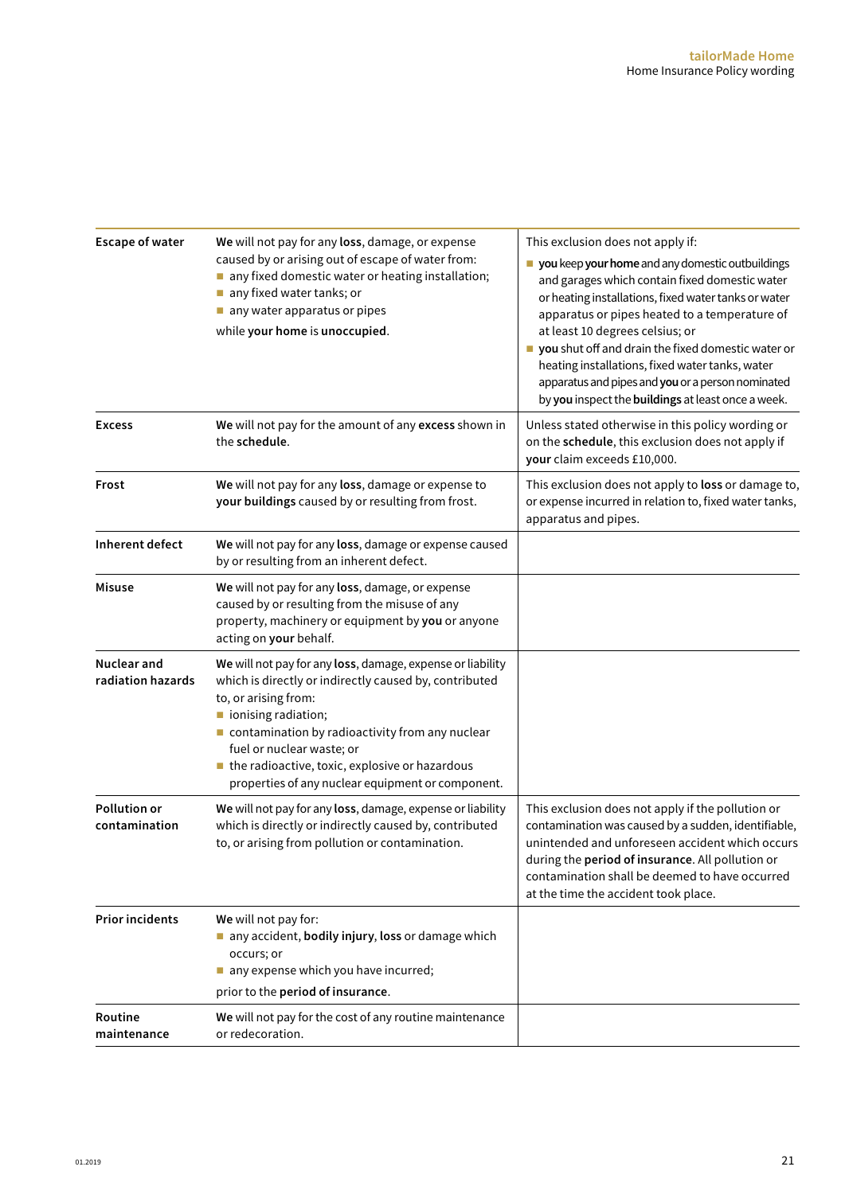| | | |
|---|---|---|
| **Escape of water** | **We** will not pay for any **loss**, damage, or expense caused by or arising out of escape of water from:<br>- any fixed domestic water or heating installation;<br>- any fixed water tanks; or<br>- any water apparatus or pipes<br><br>while **your home** is **unoccupied**. | This exclusion does not apply if:<br>- **you** keep **your home** and any domestic outbuildings and garages which contain fixed domestic water or heating installations, fixed water tanks or water apparatus or pipes heated to a temperature of at least 10 degrees celsius; or<br>- **you** shut off and drain the fixed domestic water or heating installations, fixed water tanks, water apparatus and pipes and **you** or a person nominated by **you** inspect the **buildings** at least once a week. |
| **Excess** | **We** will not pay for the amount of any **excess** shown in the **schedule**. | Unless stated otherwise in this policy wording or on the **schedule**, this exclusion does not apply if **your** claim exceeds £10,000. |
| **Frost** | **We** will not pay for any **loss**, damage or expense to **your buildings** caused by or resulting from frost. | This exclusion does not apply to **loss** or damage to, or expense incurred in relation to, fixed water tanks, apparatus and pipes. |
| **Inherent defect** | **We** will not pay for any **loss**, damage or expense caused by or resulting from an inherent defect. | |
| **Misuse** | **We** will not pay for any **loss**, damage, or expense caused by or resulting from the misuse of any property, machinery or equipment by **you** or anyone acting on **your** behalf. | |
| **Nuclear and radiation hazards** | **We** will not pay for any **loss**, damage, expense or liability which is directly or indirectly caused by, contributed to, or arising from:<br>- ionising radiation;<br>- contamination by radioactivity from any nuclear fuel or nuclear waste; or<br>- the radioactive, toxic, explosive or hazardous properties of any nuclear equipment or component. | |
| **Pollution or contamination** | **We** will not pay for any **loss**, damage, expense or liability which is directly or indirectly caused by, contributed to, or arising from pollution or contamination. | This exclusion does not apply if the pollution or contamination was caused by a sudden, identifiable, unintended and unforeseen accident which occurs during the **period of insurance**. All pollution or contamination shall be deemed to have occurred at the time the accident took place. |
| **Prior incidents** | **We** will not pay for:<br>- any accident, **bodily injury**, **loss** or damage which occurs; or<br>- any expense which you have incurred;<br><br>prior to the **period of insurance**. | |
| **Routine maintenance** | **We** will not pay for the cost of any routine maintenance or redecoration. | |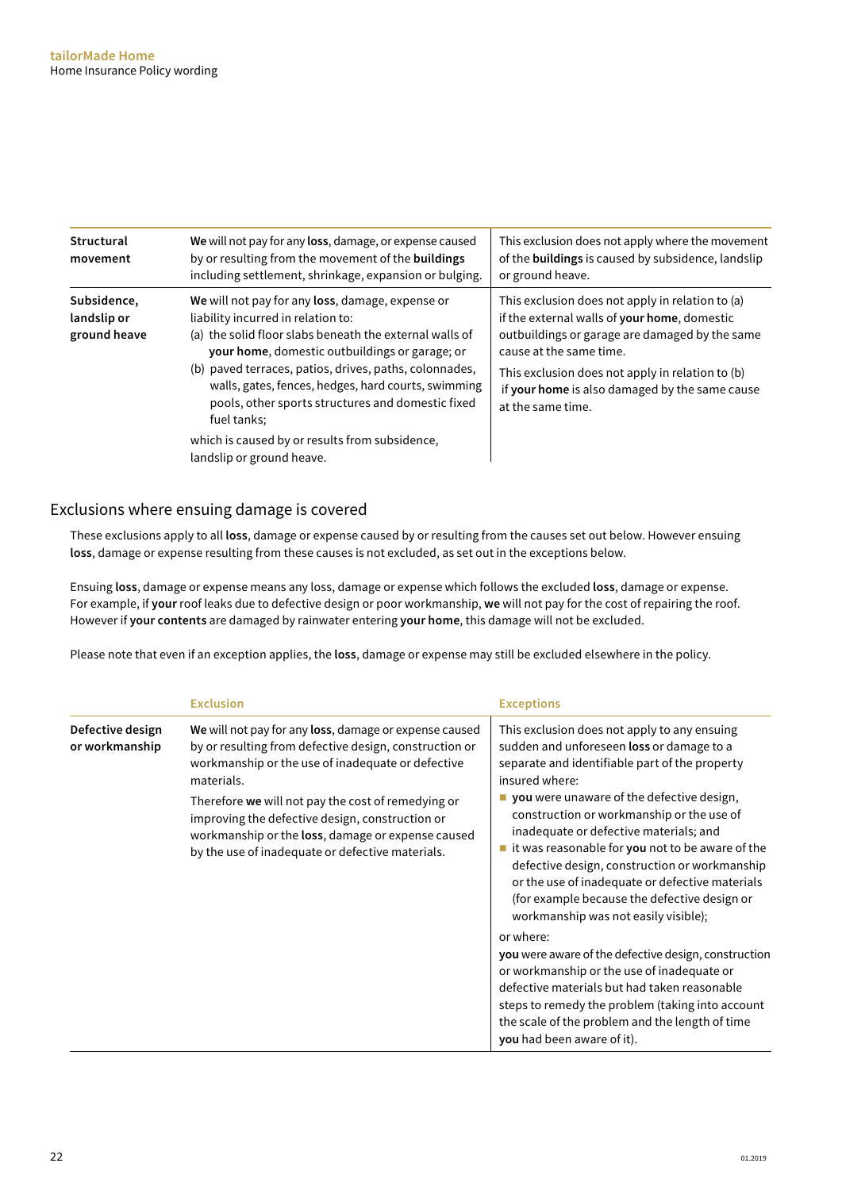| | | |
|---|---|---|
| **Structural movement** | **We** will not pay for any **loss**, damage, or expense caused by or resulting from the movement of the **buildings** including settlement, shrinkage, expansion or bulging. | This exclusion does not apply where the movement of the **buildings** is caused by subsidence, landslip or ground heave. |
| **Subsidence, landslip or ground heave** | **We** will not pay for any **loss**, damage, expense or liability incurred in relation to:<br>(a) the solid floor slabs beneath the external walls of **your home**, domestic outbuildings or garage; or<br>(b) paved terraces, patios, drives, paths, colonnades, walls, gates, fences, hedges, hard courts, swimming pools, other sports structures and domestic fixed fuel tanks;<br>which is caused by or results from subsidence, landslip or ground heave. | This exclusion does not apply in relation to (a) if the external walls of **your home**, domestic outbuildings or garage are damaged by the same cause at the same time.<br>This exclusion does not apply in relation to (b) if **your home** is also damaged by the same cause at the same time. |

## Exclusions where ensuing damage is covered

These exclusions apply to all **loss**, damage or expense caused by or resulting from the causes set out below. However ensuing **loss**, damage or expense resulting from these causes is not excluded, as set out in the exceptions below.

Ensuing **loss**, damage or expense means any loss, damage or expense which follows the excluded **loss**, damage or expense. For example, if **your** roof leaks due to defective design or poor workmanship, **we** will not pay for the cost of repairing the roof. However if **your contents** are damaged by rainwater entering **your home**, this damage will not be excluded.

Please note that even if an exception applies, the **loss**, damage or expense may still be excluded elsewhere in the policy.

| | Exclusion | Exceptions |
|---|---|---|
| **Defective design or workmanship** | **We** will not pay for any **loss**, damage or expense caused by or resulting from defective design, construction or workmanship or the use of inadequate or defective materials.<br>Therefore **we** will not pay the cost of remedying or improving the defective design, construction or workmanship or the **loss**, damage or expense caused by the use of inadequate or defective materials. | This exclusion does not apply to any ensuing sudden and unforeseen **loss** or damage to a separate and identifiable part of the property insured where:<br>■ **you** were unaware of the defective design, construction or workmanship or the use of inadequate or defective materials; and<br>■ it was reasonable for **you** not to be aware of the defective design, construction or workmanship or the use of inadequate or defective materials (for example because the defective design or workmanship was not easily visible);<br>or where:<br>**you** were aware of the defective design, construction or workmanship or the use of inadequate or defective materials but had taken reasonable steps to remedy the problem (taking into account the scale of the problem and the length of time **you** had been aware of it). |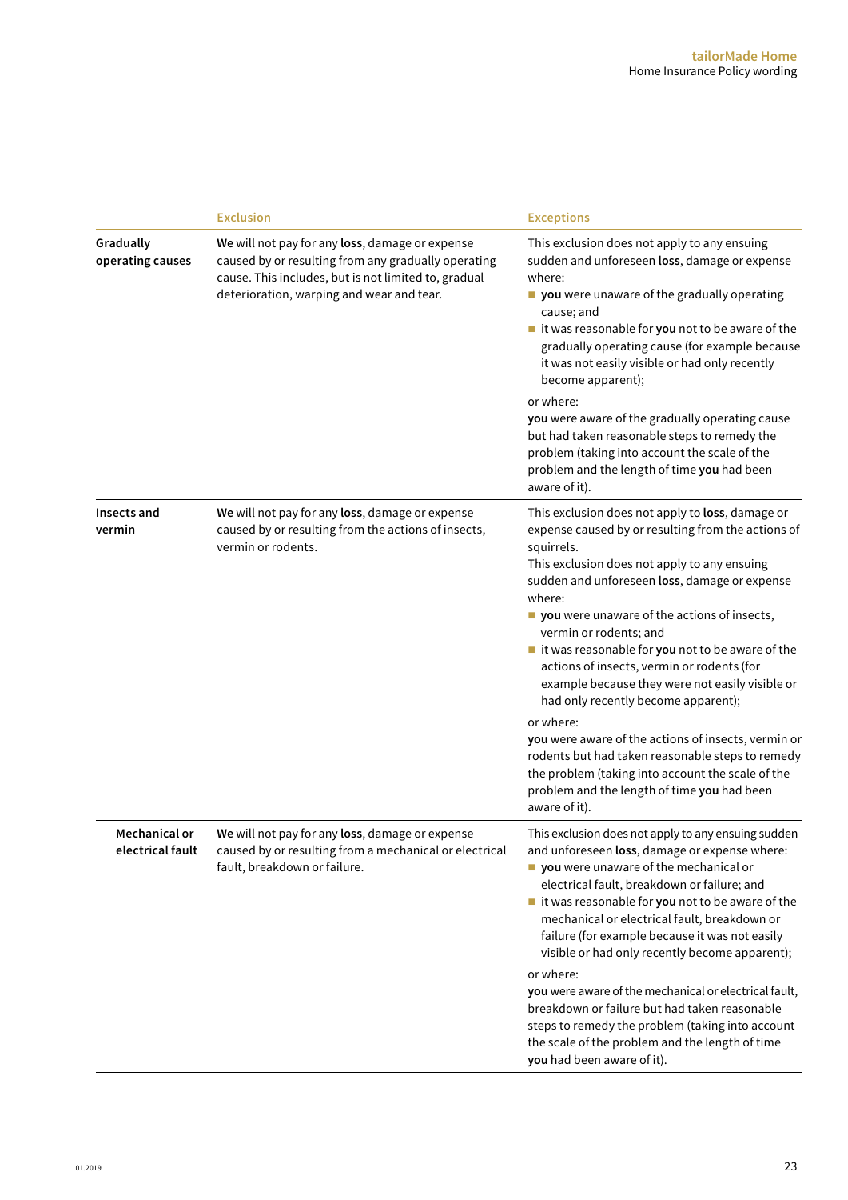| | Exclusion | Exceptions |
|---|---|---|
| **Gradually operating causes** | **We** will not pay for any **loss**, damage or expense caused by or resulting from any gradually operating cause. This includes, but is not limited to, gradual deterioration, warping and wear and tear. | This exclusion does not apply to any ensuing sudden and unforeseen **loss**, damage or expense where:<br>■ **you** were unaware of the gradually operating cause; and<br>■ it was reasonable for **you** not to be aware of the gradually operating cause (for example because it was not easily visible or had only recently become apparent);<br>or where:<br>**you** were aware of the gradually operating cause but had taken reasonable steps to remedy the problem (taking into account the scale of the problem and the length of time **you** had been aware of it). |
| **Insects and vermin** | **We** will not pay for any **loss**, damage or expense caused by or resulting from the actions of insects, vermin or rodents. | This exclusion does not apply to **loss**, damage or expense caused by or resulting from the actions of squirrels.<br>This exclusion does not apply to any ensuing sudden and unforeseen **loss**, damage or expense where:<br>■ **you** were unaware of the actions of insects, vermin or rodents; and<br>■ it was reasonable for **you** not to be aware of the actions of insects, vermin or rodents (for example because they were not easily visible or had only recently become apparent);<br>or where:<br>**you** were aware of the actions of insects, vermin or rodents but had taken reasonable steps to remedy the problem (taking into account the scale of the problem and the length of time **you** had been aware of it). |
| **Mechanical or electrical fault** | **We** will not pay for any **loss**, damage or expense caused by or resulting from a mechanical or electrical fault, breakdown or failure. | This exclusion does not apply to any ensuing sudden and unforeseen **loss**, damage or expense where:<br>■ **you** were unaware of the mechanical or electrical fault, breakdown or failure; and<br>■ it was reasonable for **you** not to be aware of the mechanical or electrical fault, breakdown or failure (for example because it was not easily visible or had only recently become apparent);<br>or where:<br>**you** were aware of the mechanical or electrical fault, breakdown or failure but had taken reasonable steps to remedy the problem (taking into account the scale of the problem and the length of time **you** had been aware of it). |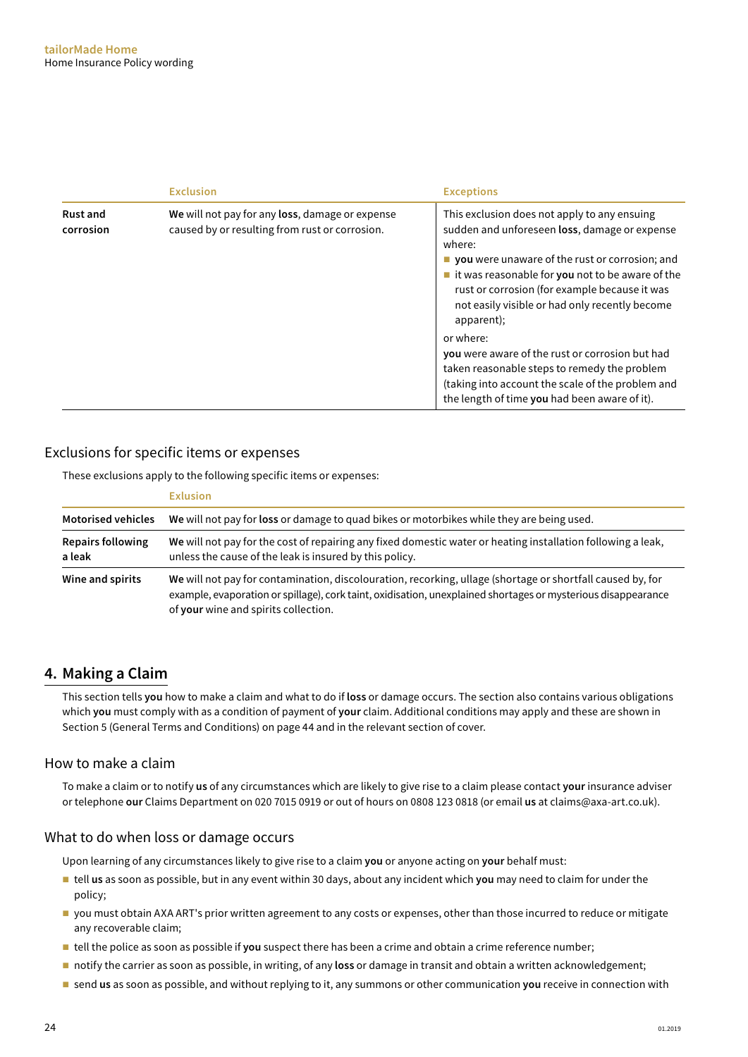| | Exclusion | Exceptions |
|---|---|---|
| **Rust and corrosion** | **We** will not pay for any **loss**, damage or expense caused by or resulting from rust or corrosion. | This exclusion does not apply to any ensuing sudden and unforeseen **loss**, damage or expense where:<br>■ **you** were unaware of the rust or corrosion; and<br>■ it was reasonable for **you** not to be aware of the rust or corrosion (for example because it was not easily visible or had only recently become apparent);<br>or where:<br>**you** were aware of the rust or corrosion but had taken reasonable steps to remedy the problem (taking into account the scale of the problem and the length of time **you** had been aware of it). |

### Exclusions for specific items or expenses

These exclusions apply to the following specific items or expenses:

| | Exlusion |
|---|---|
| **Motorised vehicles** | **We** will not pay for **loss** or damage to quad bikes or motorbikes while they are being used. |
| **Repairs following a leak** | **We** will not pay for the cost of repairing any fixed domestic water or heating installation following a leak, unless the cause of the leak is insured by this policy. |
| **Wine and spirits** | **We** will not pay for contamination, discolouration, recorking, ullage (shortage or shortfall caused by, for example, evaporation or spillage), cork taint, oxidisation, unexplained shortages or mysterious disappearance of **your** wine and spirits collection. |

## 4. Making a Claim

This section tells **you** how to make a claim and what to do if **loss** or damage occurs. The section also contains various obligations which **you** must comply with as a condition of payment of **your** claim. Additional conditions may apply and these are shown in Section 5 (General Terms and Conditions) on page 44 and in the relevant section of cover.

### How to make a claim

To make a claim or to notify **us** of any circumstances which are likely to give rise to a claim please contact **your** insurance adviser or telephone **our** Claims Department on 020 7015 0919 or out of hours on 0808 123 0818 (or email **us** at claims@axa-art.co.uk).

### What to do when loss or damage occurs

Upon learning of any circumstances likely to give rise to a claim **you** or anyone acting on **your** behalf must:

- tell **us** as soon as possible, but in any event within 30 days, about any incident which **you** may need to claim for under the policy;
- you must obtain AXA ART's prior written agreement to any costs or expenses, other than those incurred to reduce or mitigate any recoverable claim;
- tell the police as soon as possible if **you** suspect there has been a crime and obtain a crime reference number;
- notify the carrier as soon as possible, in writing, of any **loss** or damage in transit and obtain a written acknowledgement;
- send **us** as soon as possible, and without replying to it, any summons or other communication **you** receive in connection with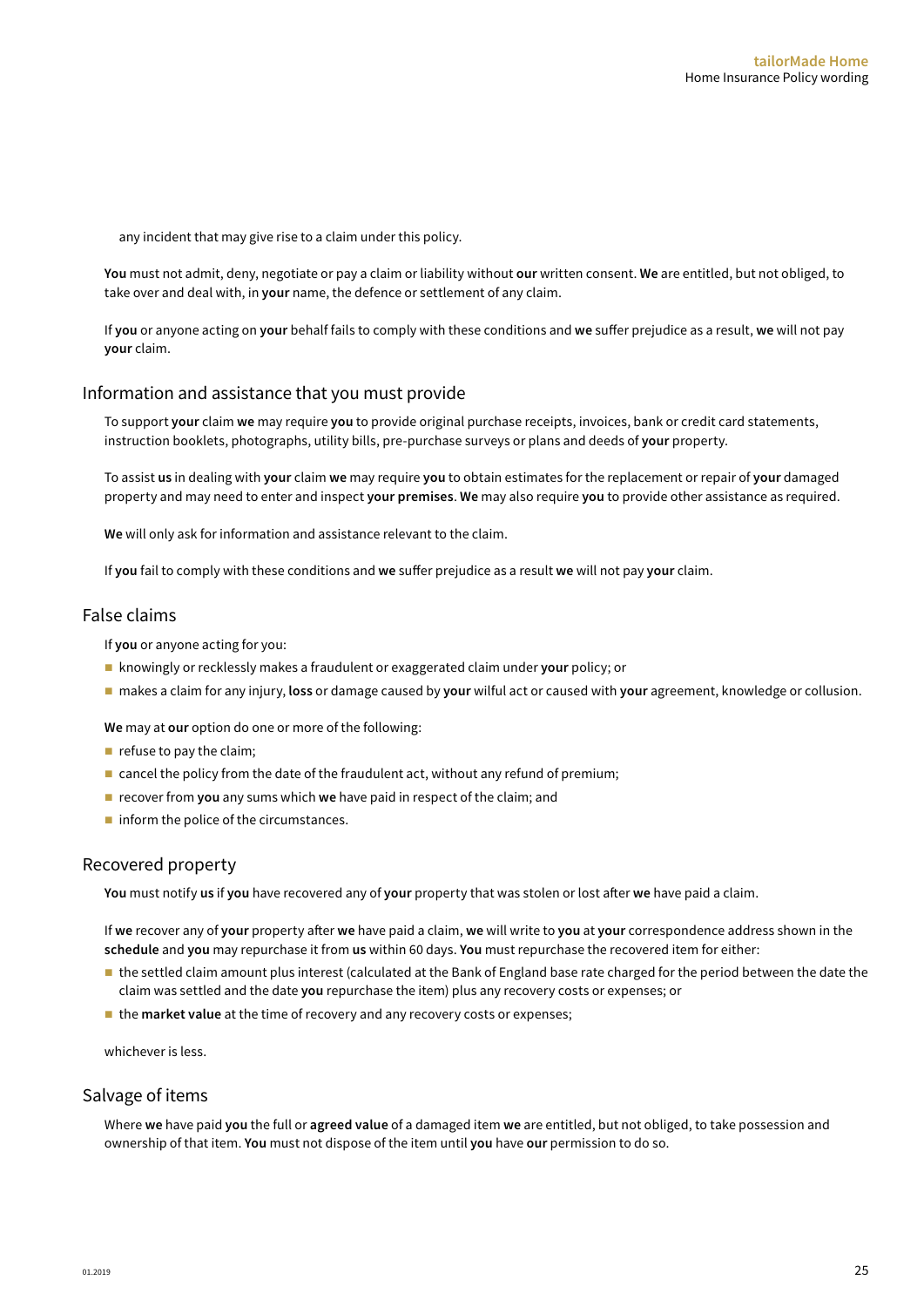any incident that may give rise to a claim under this policy.

**You** must not admit, deny, negotiate or pay a claim or liability without **our** written consent. **We** are entitled, but not obliged, to take over and deal with, in **your** name, the defence or settlement of any claim.

If **you** or anyone acting on **your** behalf fails to comply with these conditions and **we** suffer prejudice as a result, **we** will not pay **your** claim.

## Information and assistance that you must provide

To support **your** claim **we** may require **you** to provide original purchase receipts, invoices, bank or credit card statements, instruction booklets, photographs, utility bills, pre-purchase surveys or plans and deeds of **your** property.

To assist **us** in dealing with **your** claim **we** may require **you** to obtain estimates for the replacement or repair of **your** damaged property and may need to enter and inspect **your premises**. **We** may also require **you** to provide other assistance as required.

**We** will only ask for information and assistance relevant to the claim.

If **you** fail to comply with these conditions and **we** suffer prejudice as a result **we** will not pay **your** claim.

## False claims

If **you** or anyone acting for you:

- knowingly or recklessly makes a fraudulent or exaggerated claim under **your** policy; or
- makes a claim for any injury, **loss** or damage caused by **your** wilful act or caused with **your** agreement, knowledge or collusion.

**We** may at **our** option do one or more of the following:

- refuse to pay the claim;
- cancel the policy from the date of the fraudulent act, without any refund of premium;
- recover from **you** any sums which **we** have paid in respect of the claim; and
- inform the police of the circumstances.

## Recovered property

**You** must notify **us** if **you** have recovered any of **your** property that was stolen or lost after **we** have paid a claim.

If **we** recover any of **your** property after **we** have paid a claim, **we** will write to **you** at **your** correspondence address shown in the **schedule** and **you** may repurchase it from **us** within 60 days. **You** must repurchase the recovered item for either:

- the settled claim amount plus interest (calculated at the Bank of England base rate charged for the period between the date the claim was settled and the date **you** repurchase the item) plus any recovery costs or expenses; or
- the **market value** at the time of recovery and any recovery costs or expenses;

whichever is less.

## Salvage of items

Where **we** have paid **you** the full or **agreed value** of a damaged item **we** are entitled, but not obliged, to take possession and ownership of that item. **You** must not dispose of the item until **you** have **our** permission to do so.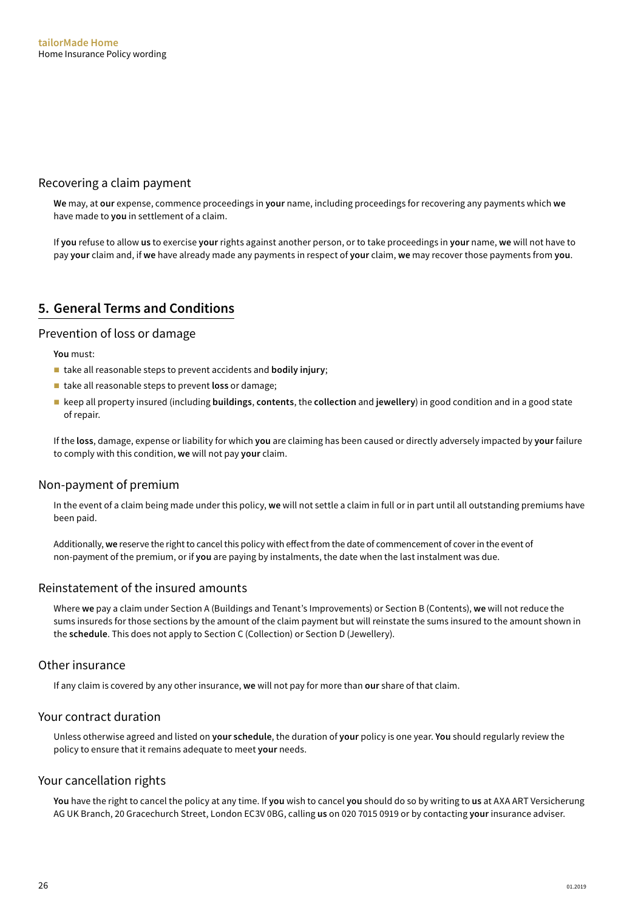## Recovering a claim payment

**We** may, at **our** expense, commence proceedings in **your** name, including proceedings for recovering any payments which **we** have made to **you** in settlement of a claim.

If **you** refuse to allow **us** to exercise **your** rights against another person, or to take proceedings in **your** name, **we** will not have to pay **your** claim and, if **we** have already made any payments in respect of **your** claim, **we** may recover those payments from **you**.

# 5. General Terms and Conditions

## Prevention of loss or damage

**You** must:

- take all reasonable steps to prevent accidents and **bodily injury**;
- take all reasonable steps to prevent **loss** or damage;
- keep all property insured (including **buildings**, **contents**, the **collection** and **jewellery**) in good condition and in a good state of repair.

If the **loss**, damage, expense or liability for which **you** are claiming has been caused or directly adversely impacted by **your** failure to comply with this condition, **we** will not pay **your** claim.

## Non-payment of premium

In the event of a claim being made under this policy, **we** will not settle a claim in full or in part until all outstanding premiums have been paid.

Additionally, **we** reserve the right to cancel this policy with effect from the date of commencement of cover in the event of non-payment of the premium, or if **you** are paying by instalments, the date when the last instalment was due.

## Reinstatement of the insured amounts

Where **we** pay a claim under Section A (Buildings and Tenant's Improvements) or Section B (Contents), **we** will not reduce the sums insureds for those sections by the amount of the claim payment but will reinstate the sums insured to the amount shown in the **schedule**. This does not apply to Section C (Collection) or Section D (Jewellery).

## Other insurance

If any claim is covered by any other insurance, **we** will not pay for more than **our** share of that claim.

## Your contract duration

Unless otherwise agreed and listed on **your schedule**, the duration of **your** policy is one year. **You** should regularly review the policy to ensure that it remains adequate to meet **your** needs.

## Your cancellation rights

**You** have the right to cancel the policy at any time. If **you** wish to cancel **you** should do so by writing to **us** at AXA ART Versicherung AG UK Branch, 20 Gracechurch Street, London EC3V 0BG, calling **us** on 020 7015 0919 or by contacting **your** insurance adviser.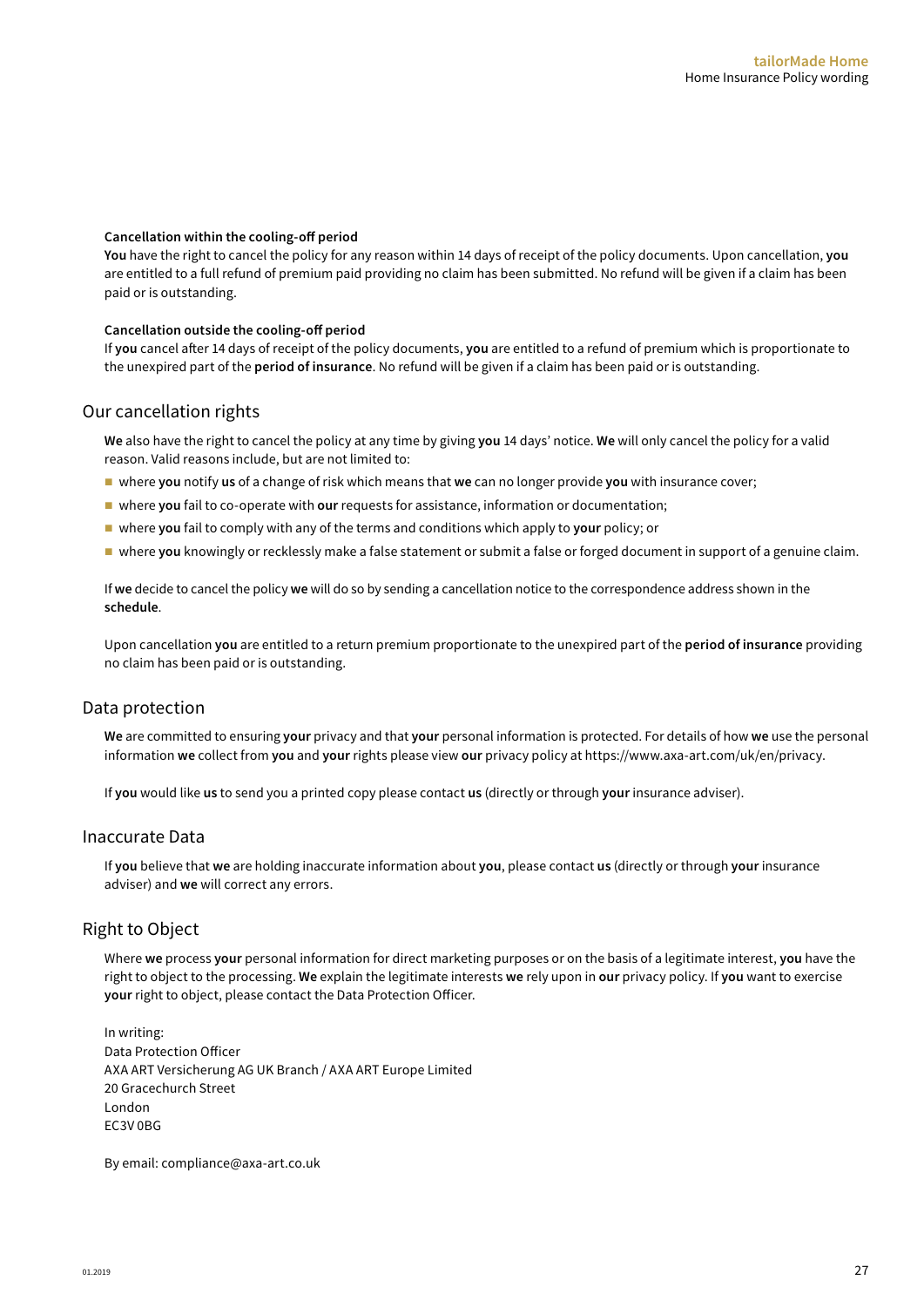#### Cancellation within the cooling-off period

**You** have the right to cancel the policy for any reason within 14 days of receipt of the policy documents. Upon cancellation, **you** are entitled to a full refund of premium paid providing no claim has been submitted. No refund will be given if a claim has been paid or is outstanding.

#### Cancellation outside the cooling-off period

If **you** cancel after 14 days of receipt of the policy documents, **you** are entitled to a refund of premium which is proportionate to the unexpired part of the **period of insurance**. No refund will be given if a claim has been paid or is outstanding.

## Our cancellation rights

**We** also have the right to cancel the policy at any time by giving **you** 14 days' notice. **We** will only cancel the policy for a valid reason. Valid reasons include, but are not limited to:

- where **you** notify **us** of a change of risk which means that **we** can no longer provide **you** with insurance cover;
- where **you** fail to co-operate with **our** requests for assistance, information or documentation;
- where **you** fail to comply with any of the terms and conditions which apply to **your** policy; or
- where **you** knowingly or recklessly make a false statement or submit a false or forged document in support of a genuine claim.

If **we** decide to cancel the policy **we** will do so by sending a cancellation notice to the correspondence address shown in the **schedule**.

Upon cancellation **you** are entitled to a return premium proportionate to the unexpired part of the **period of insurance** providing no claim has been paid or is outstanding.

## Data protection

**We** are committed to ensuring **your** privacy and that **your** personal information is protected. For details of how **we** use the personal information **we** collect from **you** and **your** rights please view **our** privacy policy at https://www.axa-art.com/uk/en/privacy.

If **you** would like **us** to send you a printed copy please contact **us** (directly or through **your** insurance adviser).

## Inaccurate Data

If **you** believe that **we** are holding inaccurate information about **you**, please contact **us** (directly or through **your** insurance adviser) and **we** will correct any errors.

## Right to Object

Where **we** process **your** personal information for direct marketing purposes or on the basis of a legitimate interest, **you** have the right to object to the processing. **We** explain the legitimate interests **we** rely upon in **our** privacy policy. If **you** want to exercise **your** right to object, please contact the Data Protection Officer.

In writing:
Data Protection Officer
AXA ART Versicherung AG UK Branch / AXA ART Europe Limited
20 Gracechurch Street
London
EC3V 0BG

By email: compliance@axa-art.co.uk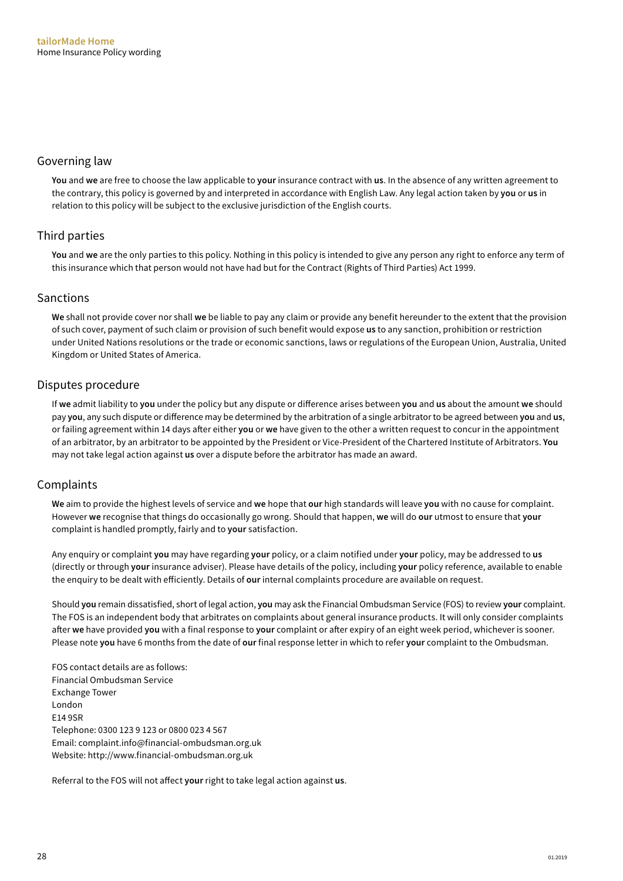## Governing law

**You** and **we** are free to choose the law applicable to **your** insurance contract with **us**. In the absence of any written agreement to the contrary, this policy is governed by and interpreted in accordance with English Law. Any legal action taken by **you** or **us** in relation to this policy will be subject to the exclusive jurisdiction of the English courts.

## Third parties

**You** and **we** are the only parties to this policy. Nothing in this policy is intended to give any person any right to enforce any term of this insurance which that person would not have had but for the Contract (Rights of Third Parties) Act 1999.

## Sanctions

**We** shall not provide cover nor shall **we** be liable to pay any claim or provide any benefit hereunder to the extent that the provision of such cover, payment of such claim or provision of such benefit would expose **us** to any sanction, prohibition or restriction under United Nations resolutions or the trade or economic sanctions, laws or regulations of the European Union, Australia, United Kingdom or United States of America.

## Disputes procedure

If **we** admit liability to **you** under the policy but any dispute or difference arises between **you** and **us** about the amount **we** should pay **you**, any such dispute or difference may be determined by the arbitration of a single arbitrator to be agreed between **you** and **us**, or failing agreement within 14 days after either **you** or **we** have given to the other a written request to concur in the appointment of an arbitrator, by an arbitrator to be appointed by the President or Vice-President of the Chartered Institute of Arbitrators. **You** may not take legal action against **us** over a dispute before the arbitrator has made an award.

## Complaints

**We** aim to provide the highest levels of service and **we** hope that **our** high standards will leave **you** with no cause for complaint. However **we** recognise that things do occasionally go wrong. Should that happen, **we** will do **our** utmost to ensure that **your** complaint is handled promptly, fairly and to **your** satisfaction.

Any enquiry or complaint **you** may have regarding **your** policy, or a claim notified under **your** policy, may be addressed to **us** (directly or through **your** insurance adviser). Please have details of the policy, including **your** policy reference, available to enable the enquiry to be dealt with efficiently. Details of **our** internal complaints procedure are available on request.

Should **you** remain dissatisfied, short of legal action, **you** may ask the Financial Ombudsman Service (FOS) to review **your** complaint. The FOS is an independent body that arbitrates on complaints about general insurance products. It will only consider complaints after **we** have provided **you** with a final response to **your** complaint or after expiry of an eight week period, whichever is sooner. Please note **you** have 6 months from the date of **our** final response letter in which to refer **your** complaint to the Ombudsman.

FOS contact details are as follows:
Financial Ombudsman Service
Exchange Tower
London
E14 9SR
Telephone: 0300 123 9 123 or 0800 023 4 567
Email: complaint.info@financial-ombudsman.org.uk
Website: http://www.financial-ombudsman.org.uk

Referral to the FOS will not affect **your** right to take legal action against **us**.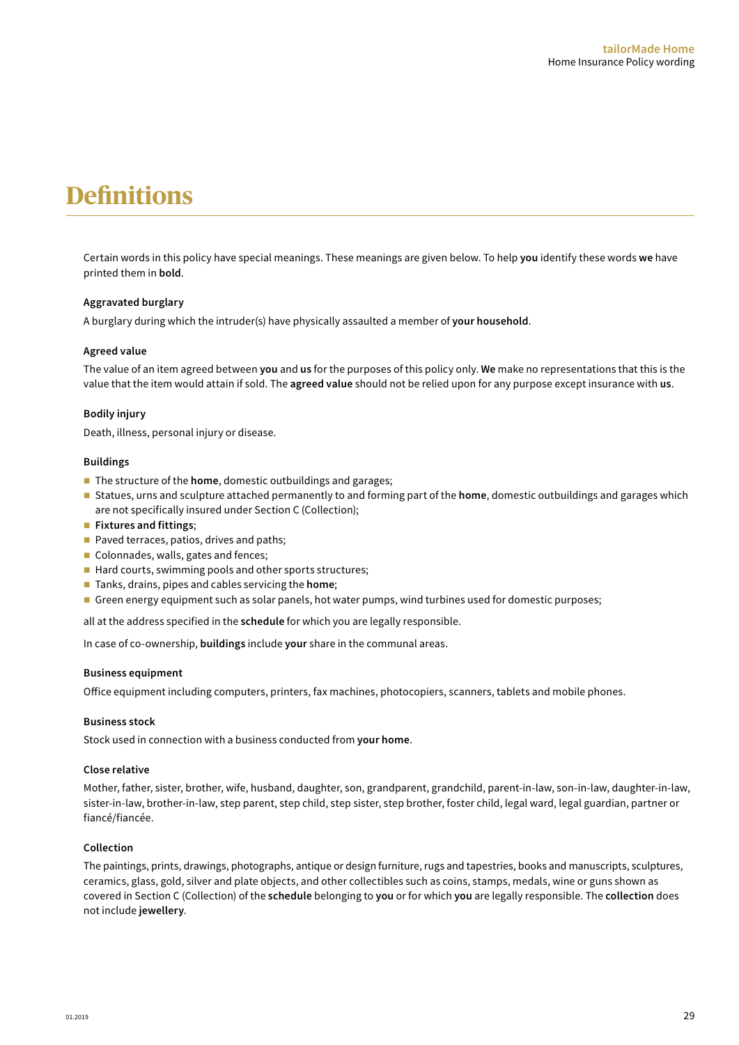# Definitions

Certain words in this policy have special meanings. These meanings are given below. To help **you** identify these words **we** have printed them in **bold**.

### Aggravated burglary

A burglary during which the intruder(s) have physically assaulted a member of **your household**.

### Agreed value

The value of an item agreed between **you** and **us** for the purposes of this policy only. **We** make no representations that this is the value that the item would attain if sold. The **agreed value** should not be relied upon for any purpose except insurance with **us**.

### Bodily injury

Death, illness, personal injury or disease.

### Buildings

- The structure of the **home**, domestic outbuildings and garages;
- Statues, urns and sculpture attached permanently to and forming part of the **home**, domestic outbuildings and garages which are not specifically insured under Section C (Collection);
- **Fixtures and fittings**;
- Paved terraces, patios, drives and paths;
- Colonnades, walls, gates and fences;
- Hard courts, swimming pools and other sports structures;
- Tanks, drains, pipes and cables servicing the **home**;
- Green energy equipment such as solar panels, hot water pumps, wind turbines used for domestic purposes;

all at the address specified in the **schedule** for which you are legally responsible.

In case of co-ownership, **buildings** include **your** share in the communal areas.

### Business equipment

Office equipment including computers, printers, fax machines, photocopiers, scanners, tablets and mobile phones.

### Business stock

Stock used in connection with a business conducted from **your home**.

### Close relative

Mother, father, sister, brother, wife, husband, daughter, son, grandparent, grandchild, parent-in-law, son-in-law, daughter-in-law, sister-in-law, brother-in-law, step parent, step child, step sister, step brother, foster child, legal ward, legal guardian, partner or fiancé/fiancée.

### Collection

The paintings, prints, drawings, photographs, antique or design furniture, rugs and tapestries, books and manuscripts, sculptures, ceramics, glass, gold, silver and plate objects, and other collectibles such as coins, stamps, medals, wine or guns shown as covered in Section C (Collection) of the **schedule** belonging to **you** or for which **you** are legally responsible. The **collection** does not include **jewellery**.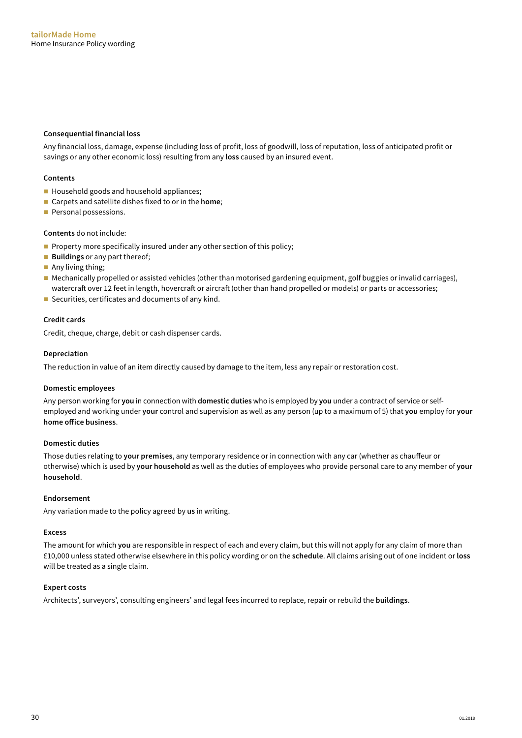#### Consequential financial loss

Any financial loss, damage, expense (including loss of profit, loss of goodwill, loss of reputation, loss of anticipated profit or savings or any other economic loss) resulting from any **loss** caused by an insured event.

#### Contents

- Household goods and household appliances;
- Carpets and satellite dishes fixed to or in the **home**;
- Personal possessions.

**Contents** do not include:

- Property more specifically insured under any other section of this policy;
- **Buildings** or any part thereof;
- Any living thing;
- Mechanically propelled or assisted vehicles (other than motorised gardening equipment, golf buggies or invalid carriages), watercraft over 12 feet in length, hovercraft or aircraft (other than hand propelled or models) or parts or accessories;
- Securities, certificates and documents of any kind.

#### Credit cards

Credit, cheque, charge, debit or cash dispenser cards.

#### Depreciation

The reduction in value of an item directly caused by damage to the item, less any repair or restoration cost.

#### Domestic employees

Any person working for **you** in connection with **domestic duties** who is employed by **you** under a contract of service or self-employed and working under **your** control and supervision as well as any person (up to a maximum of 5) that **you** employ for **your home office business**.

#### Domestic duties

Those duties relating to **your premises**, any temporary residence or in connection with any car (whether as chauffeur or otherwise) which is used by **your household** as well as the duties of employees who provide personal care to any member of **your household**.

#### Endorsement

Any variation made to the policy agreed by **us** in writing.

#### Excess

The amount for which **you** are responsible in respect of each and every claim, but this will not apply for any claim of more than £10,000 unless stated otherwise elsewhere in this policy wording or on the **schedule**. All claims arising out of one incident or **loss** will be treated as a single claim.

#### Expert costs

Architects', surveyors', consulting engineers' and legal fees incurred to replace, repair or rebuild the **buildings**.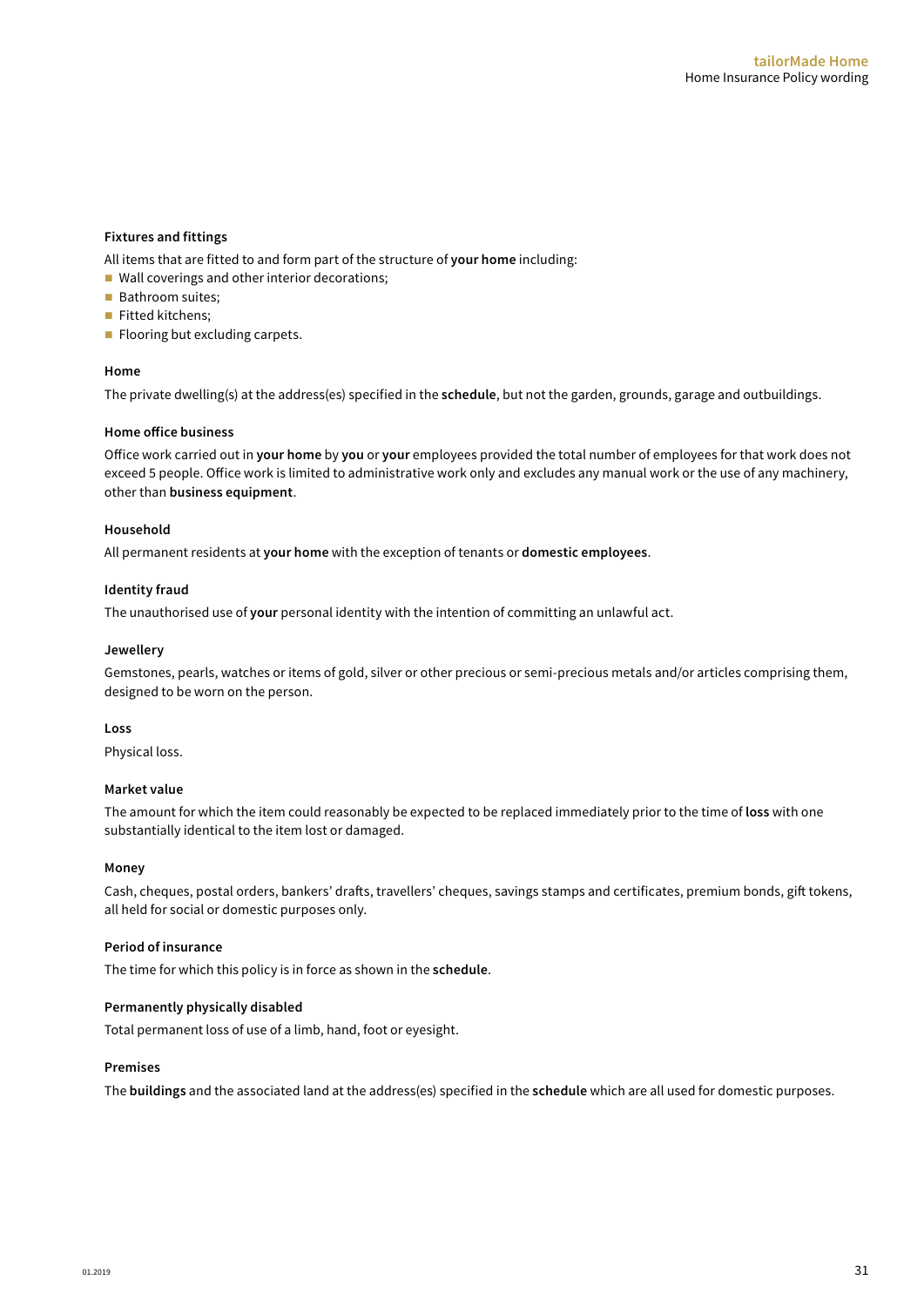**Fixtures and fittings**

All items that are fitted to and form part of the structure of **your home** including:

- Wall coverings and other interior decorations;
- Bathroom suites;
- Fitted kitchens;
- Flooring but excluding carpets.

**Home**

The private dwelling(s) at the address(es) specified in the **schedule**, but not the garden, grounds, garage and outbuildings.

**Home office business**

Office work carried out in **your home** by **you** or **your** employees provided the total number of employees for that work does not exceed 5 people. Office work is limited to administrative work only and excludes any manual work or the use of any machinery, other than **business equipment**.

**Household**

All permanent residents at **your home** with the exception of tenants or **domestic employees**.

**Identity fraud**

The unauthorised use of **your** personal identity with the intention of committing an unlawful act.

**Jewellery**

Gemstones, pearls, watches or items of gold, silver or other precious or semi-precious metals and/or articles comprising them, designed to be worn on the person.

**Loss**

Physical loss.

**Market value**

The amount for which the item could reasonably be expected to be replaced immediately prior to the time of **loss** with one substantially identical to the item lost or damaged.

**Money**

Cash, cheques, postal orders, bankers' drafts, travellers' cheques, savings stamps and certificates, premium bonds, gift tokens, all held for social or domestic purposes only.

**Period of insurance**

The time for which this policy is in force as shown in the **schedule**.

**Permanently physically disabled**

Total permanent loss of use of a limb, hand, foot or eyesight.

**Premises**

The **buildings** and the associated land at the address(es) specified in the **schedule** which are all used for domestic purposes.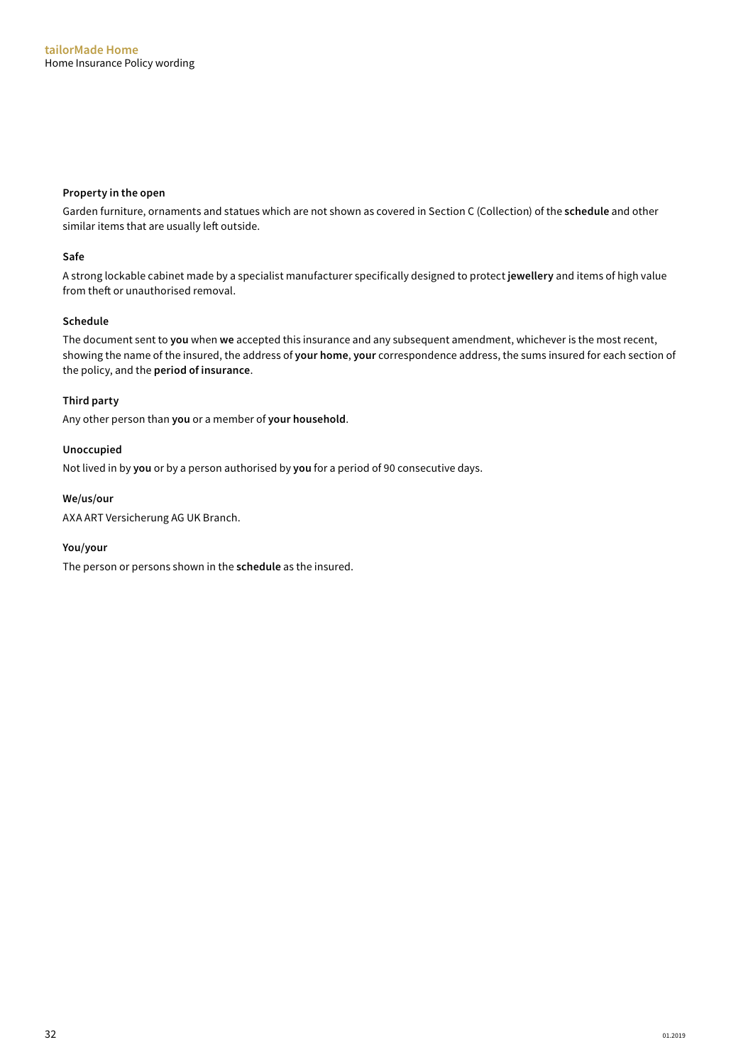#### Property in the open

Garden furniture, ornaments and statues which are not shown as covered in Section C (Collection) of the **schedule** and other similar items that are usually left outside.

#### Safe

A strong lockable cabinet made by a specialist manufacturer specifically designed to protect **jewellery** and items of high value from theft or unauthorised removal.

#### Schedule

The document sent to **you** when **we** accepted this insurance and any subsequent amendment, whichever is the most recent, showing the name of the insured, the address of **your home**, **your** correspondence address, the sums insured for each section of the policy, and the **period of insurance**.

#### Third party

Any other person than **you** or a member of **your household**.

#### Unoccupied

Not lived in by **you** or by a person authorised by **you** for a period of 90 consecutive days.

#### We/us/our

AXA ART Versicherung AG UK Branch.

#### You/your

The person or persons shown in the **schedule** as the insured.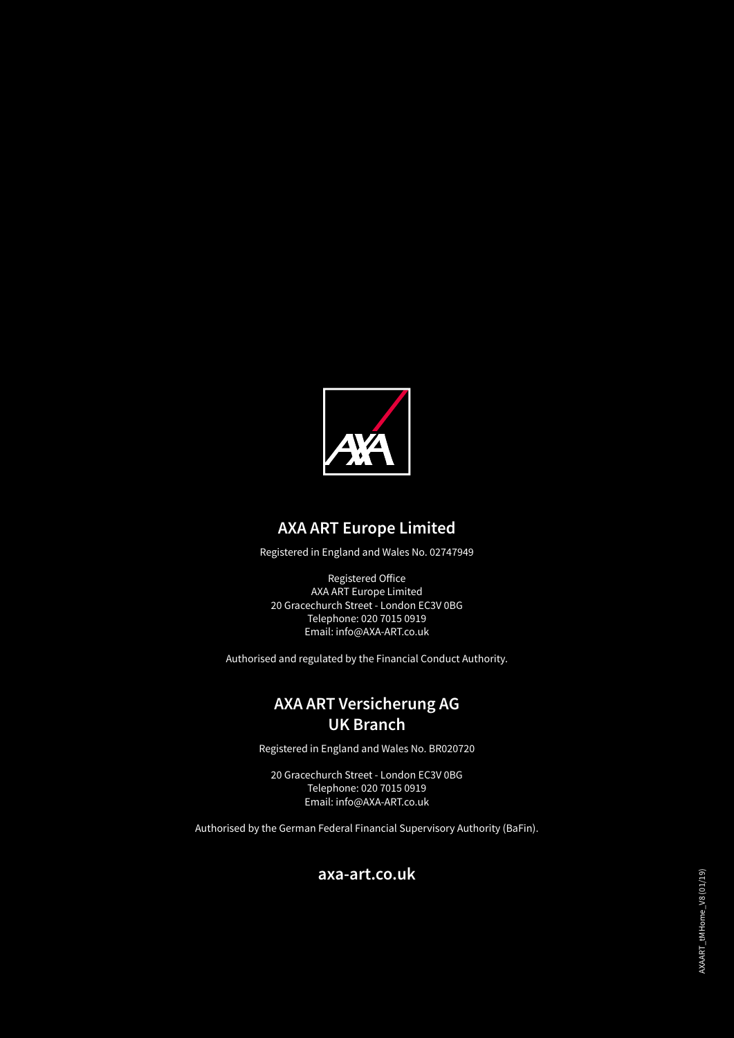## AXA ART Europe Limited

Registered in England and Wales No. 02747949

Registered Office
AXA ART Europe Limited
20 Gracechurch Street - London EC3V 0BG
Telephone: 020 7015 0919
Email: info@AXA-ART.co.uk

Authorised and regulated by the Financial Conduct Authority.

## AXA ART Versicherung AG
## UK Branch

Registered in England and Wales No. BR020720

20 Gracechurch Street - London EC3V 0BG
Telephone: 020 7015 0919
Email: info@AXA-ART.co.uk

Authorised by the German Federal Financial Supervisory Authority (BaFin).

**axa-art.co.uk**

AXAART_tMHome_V8 (01/19)